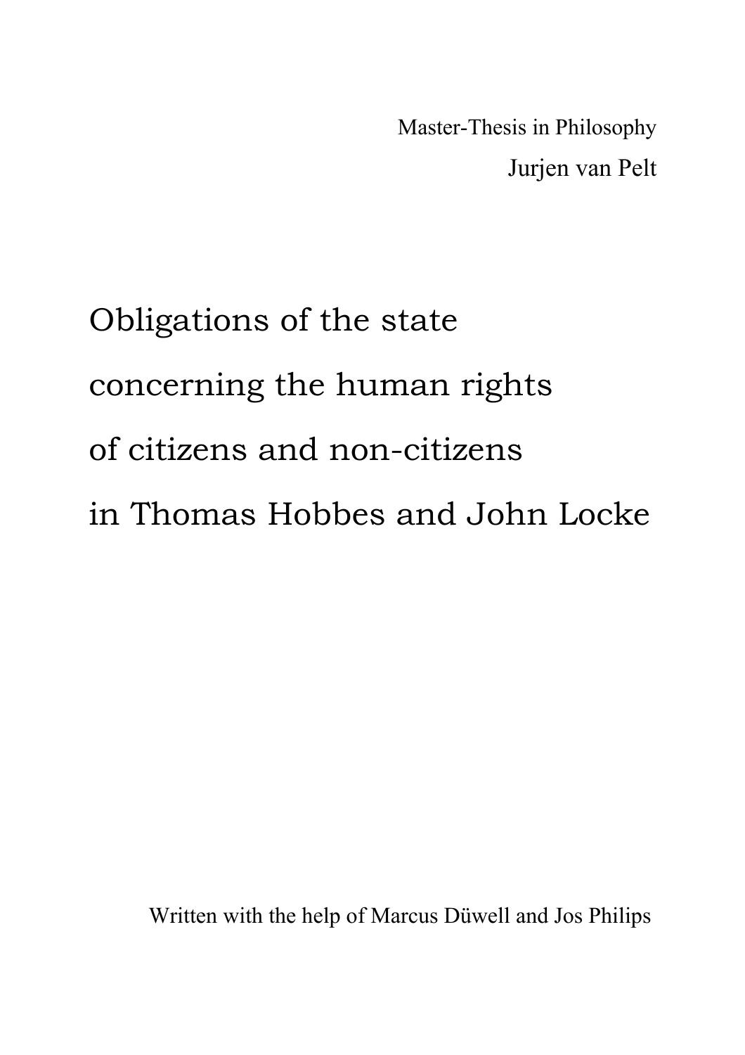Master-Thesis in Philosophy

Jurjen van Pelt

# Obligations of the state concerning the human rights of citizens and non-citizens in Thomas Hobbes and John Locke

Written with the help of Marcus Düwell and Jos Philips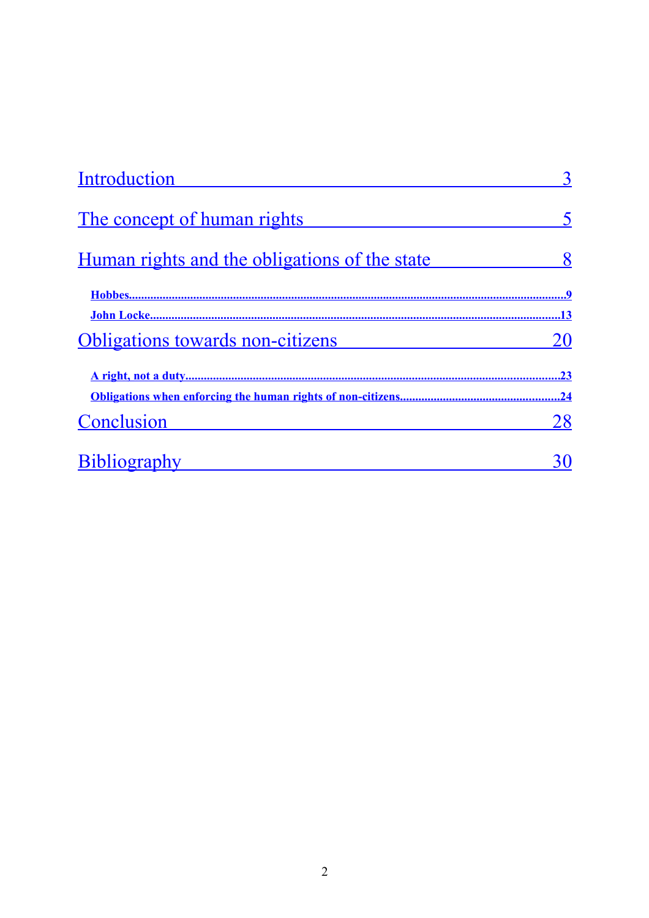Introduction 3

The concept of human rights 5

Human rights and the obligations of the state 8

**Hobbes**..........9

**John Locke**..........13

Obligations towards non-citizens 20

**A right, not a duty**..........23

**Obligations when enforcing the human rights of non-citizens**..........24

Conclusion 28

Bibliography 30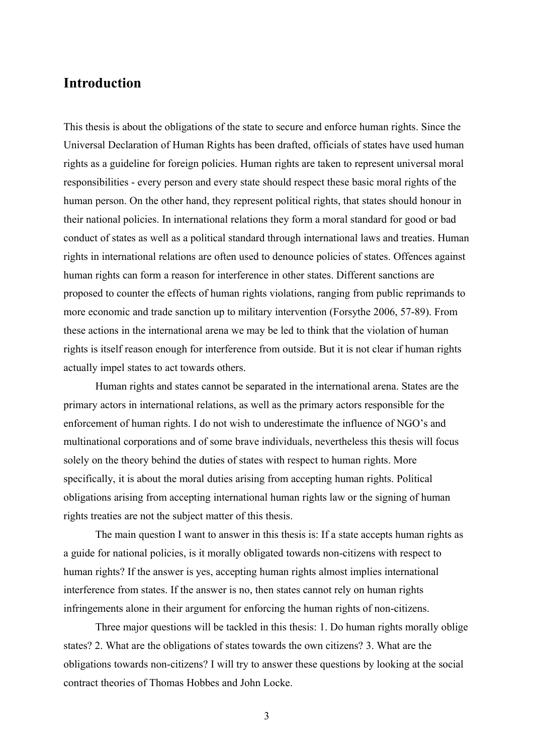## Introduction

This thesis is about the obligations of the state to secure and enforce human rights. Since the Universal Declaration of Human Rights has been drafted, officials of states have used human rights as a guideline for foreign policies. Human rights are taken to represent universal moral responsibilities - every person and every state should respect these basic moral rights of the human person. On the other hand, they represent political rights, that states should honour in their national policies. In international relations they form a moral standard for good or bad conduct of states as well as a political standard through international laws and treaties. Human rights in international relations are often used to denounce policies of states. Offences against human rights can form a reason for interference in other states. Different sanctions are proposed to counter the effects of human rights violations, ranging from public reprimands to more economic and trade sanction up to military intervention (Forsythe 2006, 57-89). From these actions in the international arena we may be led to think that the violation of human rights is itself reason enough for interference from outside. But it is not clear if human rights actually impel states to act towards others.

Human rights and states cannot be separated in the international arena. States are the primary actors in international relations, as well as the primary actors responsible for the enforcement of human rights. I do not wish to underestimate the influence of NGO's and multinational corporations and of some brave individuals, nevertheless this thesis will focus solely on the theory behind the duties of states with respect to human rights. More specifically, it is about the moral duties arising from accepting human rights. Political obligations arising from accepting international human rights law or the signing of human rights treaties are not the subject matter of this thesis.

The main question I want to answer in this thesis is: If a state accepts human rights as a guide for national policies, is it morally obligated towards non-citizens with respect to human rights? If the answer is yes, accepting human rights almost implies international interference from states. If the answer is no, then states cannot rely on human rights infringements alone in their argument for enforcing the human rights of non-citizens.

Three major questions will be tackled in this thesis: 1. Do human rights morally oblige states? 2. What are the obligations of states towards the own citizens? 3. What are the obligations towards non-citizens? I will try to answer these questions by looking at the social contract theories of Thomas Hobbes and John Locke.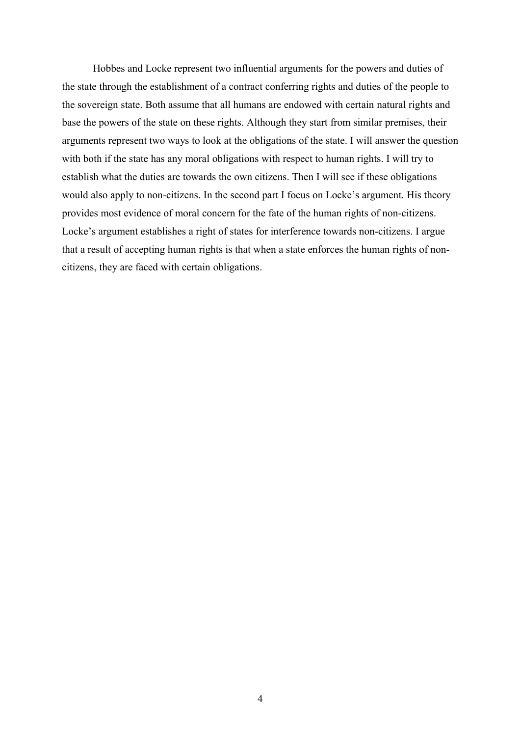Hobbes and Locke represent two influential arguments for the powers and duties of the state through the establishment of a contract conferring rights and duties of the people to the sovereign state. Both assume that all humans are endowed with certain natural rights and base the powers of the state on these rights. Although they start from similar premises, their arguments represent two ways to look at the obligations of the state. I will answer the question with both if the state has any moral obligations with respect to human rights. I will try to establish what the duties are towards the own citizens. Then I will see if these obligations would also apply to non-citizens. In the second part I focus on Locke's argument. His theory provides most evidence of moral concern for the fate of the human rights of non-citizens. Locke's argument establishes a right of states for interference towards non-citizens. I argue that a result of accepting human rights is that when a state enforces the human rights of non-citizens, they are faced with certain obligations.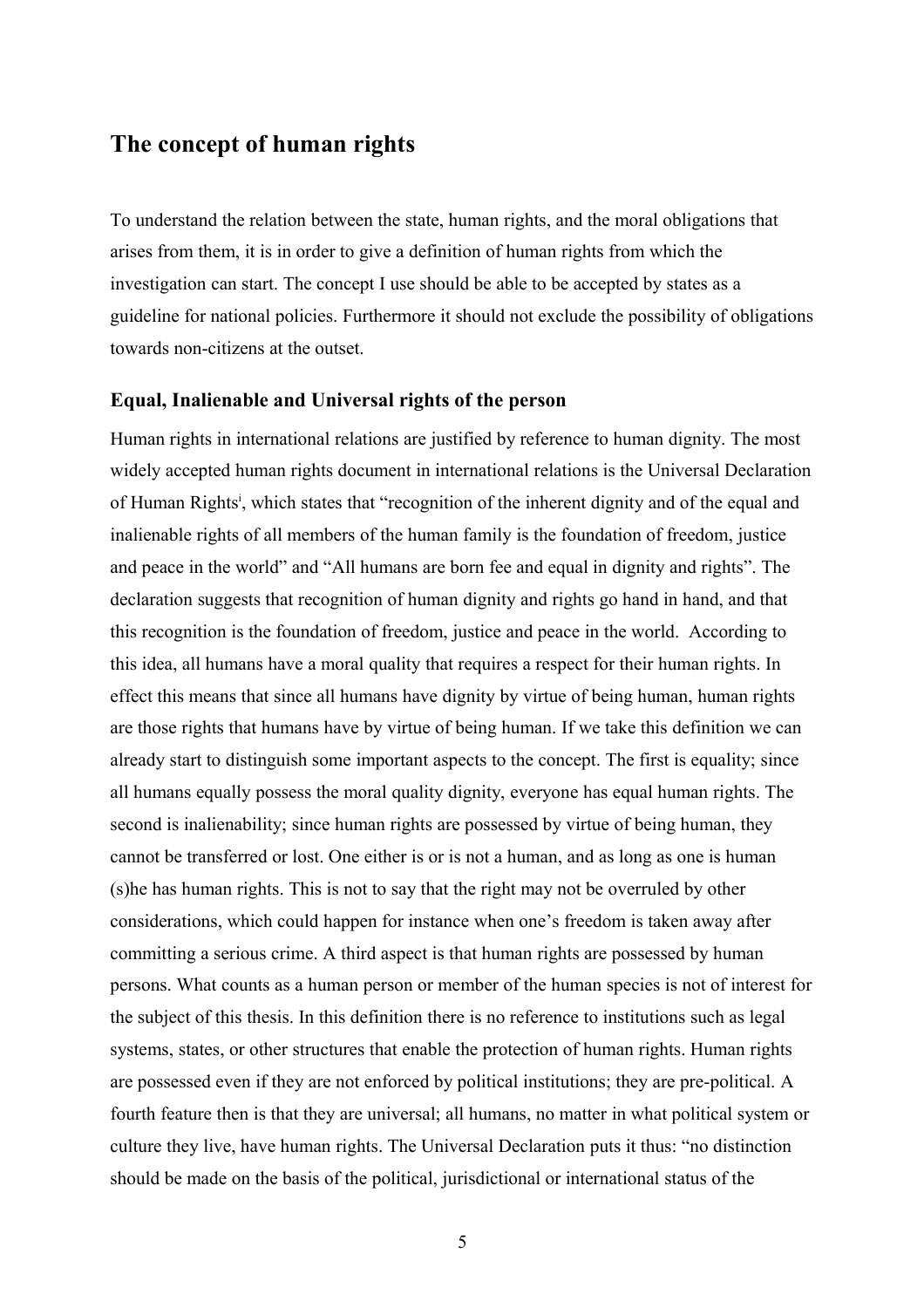## The concept of human rights

To understand the relation between the state, human rights, and the moral obligations that arises from them, it is in order to give a definition of human rights from which the investigation can start. The concept I use should be able to be accepted by states as a guideline for national policies. Furthermore it should not exclude the possibility of obligations towards non-citizens at the outset.

### Equal, Inalienable and Universal rights of the person

Human rights in international relations are justified by reference to human dignity. The most widely accepted human rights document in international relations is the Universal Declaration of Human Rights[i], which states that "recognition of the inherent dignity and of the equal and inalienable rights of all members of the human family is the foundation of freedom, justice and peace in the world" and "All humans are born fee and equal in dignity and rights". The declaration suggests that recognition of human dignity and rights go hand in hand, and that this recognition is the foundation of freedom, justice and peace in the world. According to this idea, all humans have a moral quality that requires a respect for their human rights. In effect this means that since all humans have dignity by virtue of being human, human rights are those rights that humans have by virtue of being human. If we take this definition we can already start to distinguish some important aspects to the concept. The first is equality; since all humans equally possess the moral quality dignity, everyone has equal human rights. The second is inalienability; since human rights are possessed by virtue of being human, they cannot be transferred or lost. One either is or is not a human, and as long as one is human (s)he has human rights. This is not to say that the right may not be overruled by other considerations, which could happen for instance when one's freedom is taken away after committing a serious crime. A third aspect is that human rights are possessed by human persons. What counts as a human person or member of the human species is not of interest for the subject of this thesis. In this definition there is no reference to institutions such as legal systems, states, or other structures that enable the protection of human rights. Human rights are possessed even if they are not enforced by political institutions; they are pre-political. A fourth feature then is that they are universal; all humans, no matter in what political system or culture they live, have human rights. The Universal Declaration puts it thus: "no distinction should be made on the basis of the political, jurisdictional or international status of the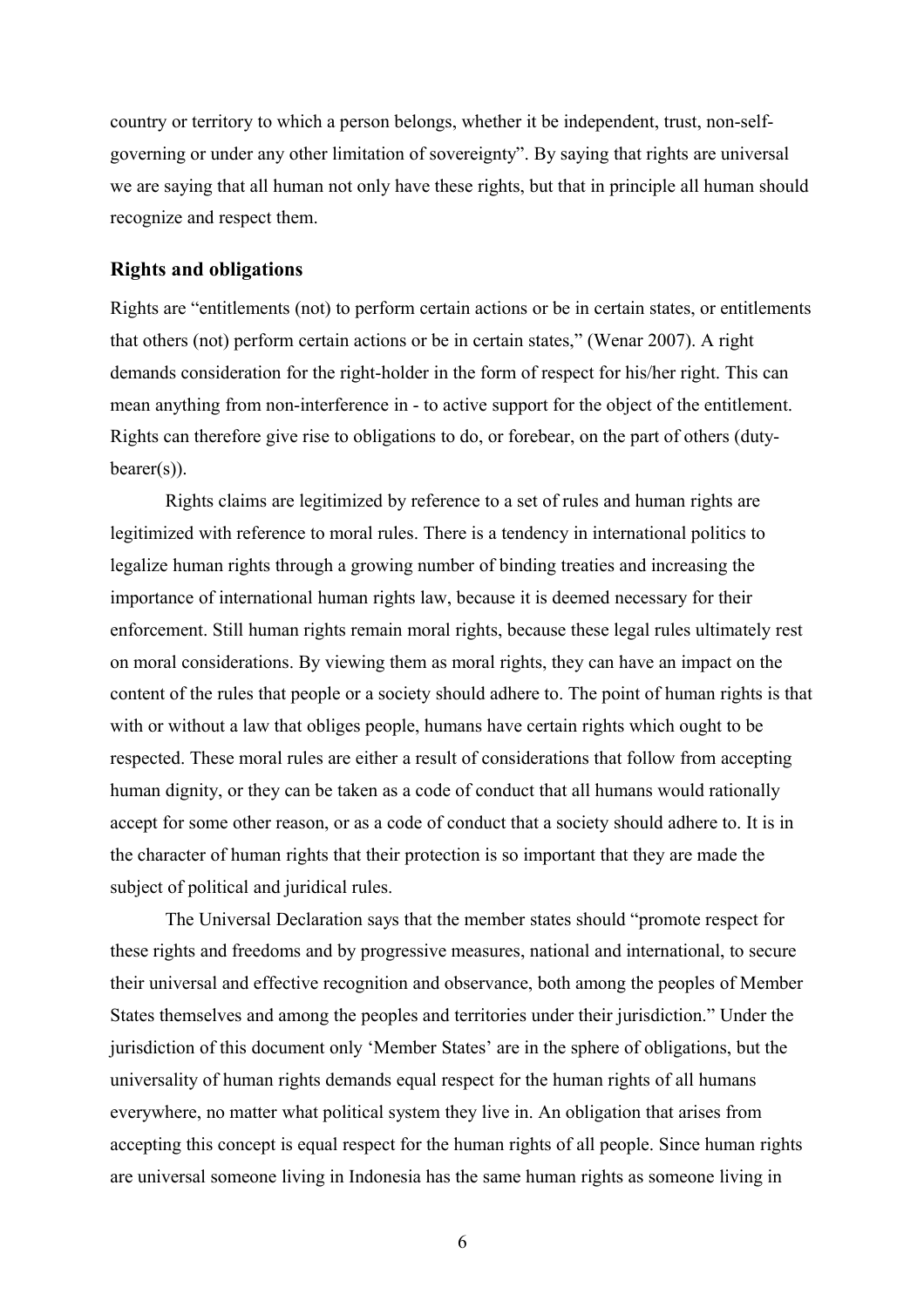country or territory to which a person belongs, whether it be independent, trust, non-self-governing or under any other limitation of sovereignty". By saying that rights are universal we are saying that all human not only have these rights, but that in principle all human should recognize and respect them.

### Rights and obligations

Rights are "entitlements (not) to perform certain actions or be in certain states, or entitlements that others (not) perform certain actions or be in certain states," (Wenar 2007). A right demands consideration for the right-holder in the form of respect for his/her right. This can mean anything from non-interference in - to active support for the object of the entitlement. Rights can therefore give rise to obligations to do, or forebear, on the part of others (duty-bearer(s)).

Rights claims are legitimized by reference to a set of rules and human rights are legitimized with reference to moral rules. There is a tendency in international politics to legalize human rights through a growing number of binding treaties and increasing the importance of international human rights law, because it is deemed necessary for their enforcement. Still human rights remain moral rights, because these legal rules ultimately rest on moral considerations. By viewing them as moral rights, they can have an impact on the content of the rules that people or a society should adhere to. The point of human rights is that with or without a law that obliges people, humans have certain rights which ought to be respected. These moral rules are either a result of considerations that follow from accepting human dignity, or they can be taken as a code of conduct that all humans would rationally accept for some other reason, or as a code of conduct that a society should adhere to. It is in the character of human rights that their protection is so important that they are made the subject of political and juridical rules.

The Universal Declaration says that the member states should "promote respect for these rights and freedoms and by progressive measures, national and international, to secure their universal and effective recognition and observance, both among the peoples of Member States themselves and among the peoples and territories under their jurisdiction." Under the jurisdiction of this document only 'Member States' are in the sphere of obligations, but the universality of human rights demands equal respect for the human rights of all humans everywhere, no matter what political system they live in. An obligation that arises from accepting this concept is equal respect for the human rights of all people. Since human rights are universal someone living in Indonesia has the same human rights as someone living in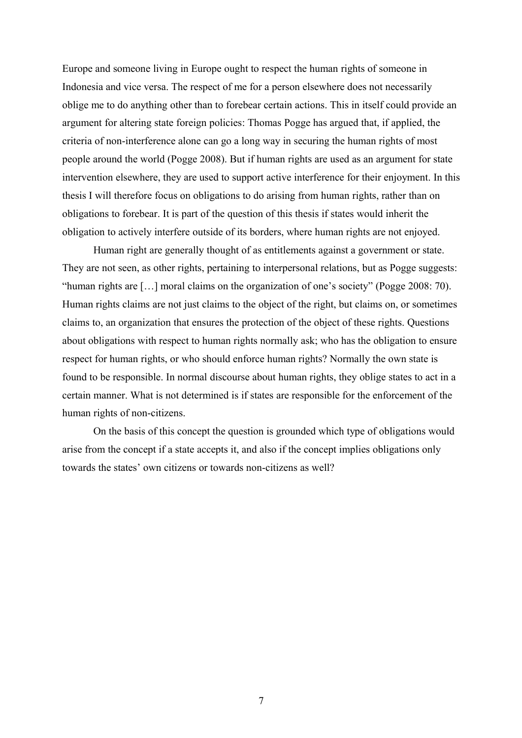Europe and someone living in Europe ought to respect the human rights of someone in Indonesia and vice versa. The respect of me for a person elsewhere does not necessarily oblige me to do anything other than to forebear certain actions. This in itself could provide an argument for altering state foreign policies: Thomas Pogge has argued that, if applied, the criteria of non-interference alone can go a long way in securing the human rights of most people around the world (Pogge 2008). But if human rights are used as an argument for state intervention elsewhere, they are used to support active interference for their enjoyment. In this thesis I will therefore focus on obligations to do arising from human rights, rather than on obligations to forebear. It is part of the question of this thesis if states would inherit the obligation to actively interfere outside of its borders, where human rights are not enjoyed.

Human right are generally thought of as entitlements against a government or state. They are not seen, as other rights, pertaining to interpersonal relations, but as Pogge suggests: "human rights are […] moral claims on the organization of one's society" (Pogge 2008: 70). Human rights claims are not just claims to the object of the right, but claims on, or sometimes claims to, an organization that ensures the protection of the object of these rights. Questions about obligations with respect to human rights normally ask; who has the obligation to ensure respect for human rights, or who should enforce human rights? Normally the own state is found to be responsible. In normal discourse about human rights, they oblige states to act in a certain manner. What is not determined is if states are responsible for the enforcement of the human rights of non-citizens.

On the basis of this concept the question is grounded which type of obligations would arise from the concept if a state accepts it, and also if the concept implies obligations only towards the states' own citizens or towards non-citizens as well?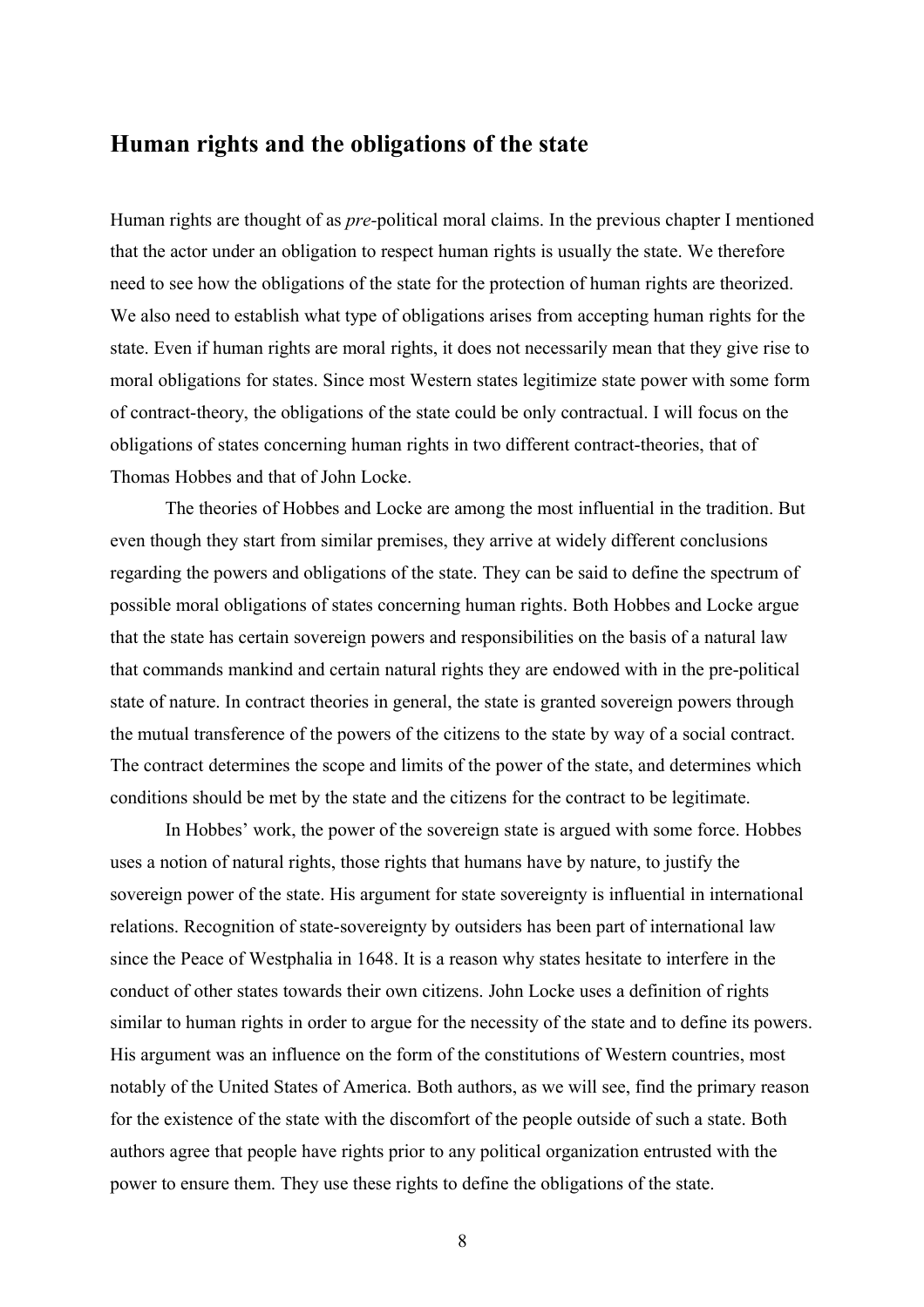## Human rights and the obligations of the state

Human rights are thought of as *pre*-political moral claims. In the previous chapter I mentioned that the actor under an obligation to respect human rights is usually the state. We therefore need to see how the obligations of the state for the protection of human rights are theorized. We also need to establish what type of obligations arises from accepting human rights for the state. Even if human rights are moral rights, it does not necessarily mean that they give rise to moral obligations for states. Since most Western states legitimize state power with some form of contract-theory, the obligations of the state could be only contractual. I will focus on the obligations of states concerning human rights in two different contract-theories, that of Thomas Hobbes and that of John Locke.

The theories of Hobbes and Locke are among the most influential in the tradition. But even though they start from similar premises, they arrive at widely different conclusions regarding the powers and obligations of the state. They can be said to define the spectrum of possible moral obligations of states concerning human rights. Both Hobbes and Locke argue that the state has certain sovereign powers and responsibilities on the basis of a natural law that commands mankind and certain natural rights they are endowed with in the pre-political state of nature. In contract theories in general, the state is granted sovereign powers through the mutual transference of the powers of the citizens to the state by way of a social contract. The contract determines the scope and limits of the power of the state, and determines which conditions should be met by the state and the citizens for the contract to be legitimate.

In Hobbes' work, the power of the sovereign state is argued with some force. Hobbes uses a notion of natural rights, those rights that humans have by nature, to justify the sovereign power of the state. His argument for state sovereignty is influential in international relations. Recognition of state-sovereignty by outsiders has been part of international law since the Peace of Westphalia in 1648. It is a reason why states hesitate to interfere in the conduct of other states towards their own citizens. John Locke uses a definition of rights similar to human rights in order to argue for the necessity of the state and to define its powers. His argument was an influence on the form of the constitutions of Western countries, most notably of the United States of America. Both authors, as we will see, find the primary reason for the existence of the state with the discomfort of the people outside of such a state. Both authors agree that people have rights prior to any political organization entrusted with the power to ensure them. They use these rights to define the obligations of the state.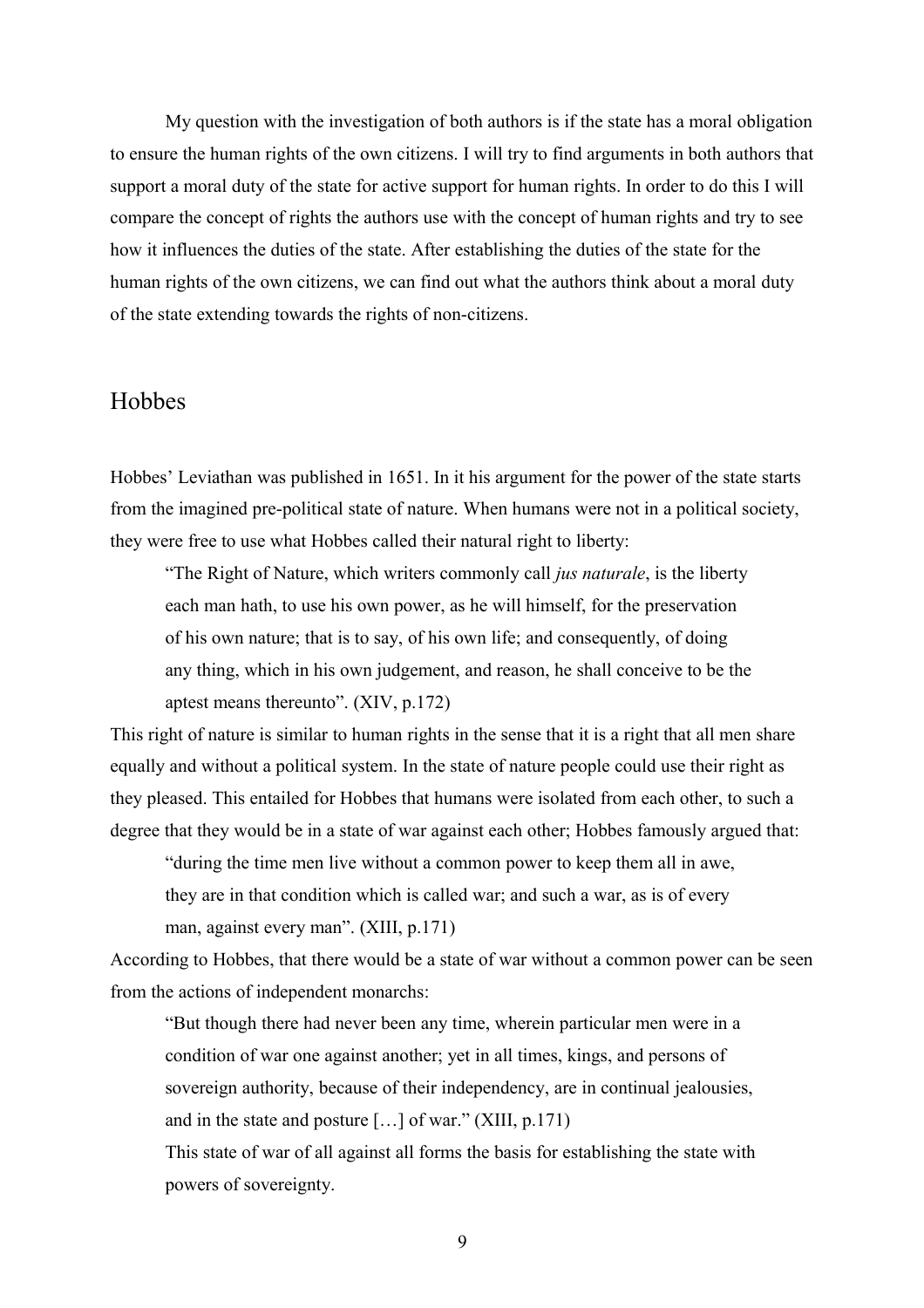My question with the investigation of both authors is if the state has a moral obligation to ensure the human rights of the own citizens. I will try to find arguments in both authors that support a moral duty of the state for active support for human rights. In order to do this I will compare the concept of rights the authors use with the concept of human rights and try to see how it influences the duties of the state. After establishing the duties of the state for the human rights of the own citizens, we can find out what the authors think about a moral duty of the state extending towards the rights of non-citizens.

## Hobbes

Hobbes' Leviathan was published in 1651. In it his argument for the power of the state starts from the imagined pre-political state of nature. When humans were not in a political society, they were free to use what Hobbes called their natural right to liberty:

> "The Right of Nature, which writers commonly call *jus naturale*, is the liberty each man hath, to use his own power, as he will himself, for the preservation of his own nature; that is to say, of his own life; and consequently, of doing any thing, which in his own judgement, and reason, he shall conceive to be the aptest means thereunto". (XIV, p.172)

This right of nature is similar to human rights in the sense that it is a right that all men share equally and without a political system. In the state of nature people could use their right as they pleased. This entailed for Hobbes that humans were isolated from each other, to such a degree that they would be in a state of war against each other; Hobbes famously argued that:

> "during the time men live without a common power to keep them all in awe, they are in that condition which is called war; and such a war, as is of every man, against every man". (XIII, p.171)

According to Hobbes, that there would be a state of war without a common power can be seen from the actions of independent monarchs:

> "But though there had never been any time, wherein particular men were in a condition of war one against another; yet in all times, kings, and persons of sovereign authority, because of their independency, are in continual jealousies, and in the state and posture […] of war." (XIII, p.171)
>
> This state of war of all against all forms the basis for establishing the state with powers of sovereignty.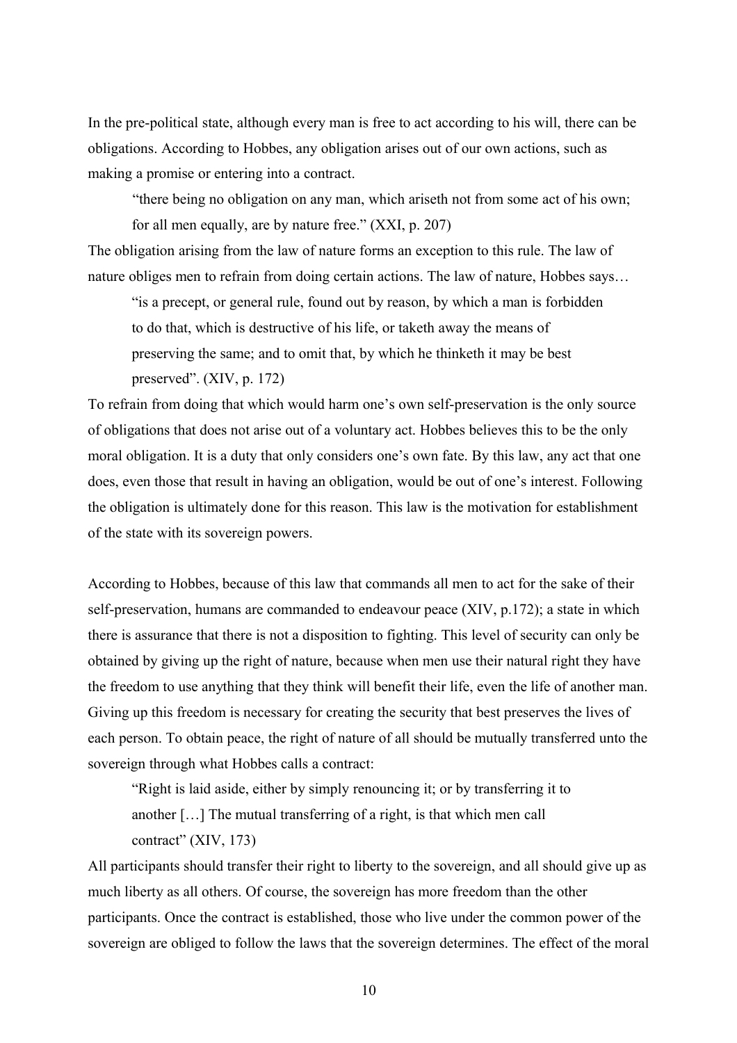In the pre-political state, although every man is free to act according to his will, there can be obligations. According to Hobbes, any obligation arises out of our own actions, such as making a promise or entering into a contract.

> "there being no obligation on any man, which ariseth not from some act of his own; for all men equally, are by nature free." (XXI, p. 207)

The obligation arising from the law of nature forms an exception to this rule. The law of nature obliges men to refrain from doing certain actions. The law of nature, Hobbes says…

> "is a precept, or general rule, found out by reason, by which a man is forbidden to do that, which is destructive of his life, or taketh away the means of preserving the same; and to omit that, by which he thinketh it may be best preserved". (XIV, p. 172)

To refrain from doing that which would harm one's own self-preservation is the only source of obligations that does not arise out of a voluntary act. Hobbes believes this to be the only moral obligation. It is a duty that only considers one's own fate. By this law, any act that one does, even those that result in having an obligation, would be out of one's interest. Following the obligation is ultimately done for this reason. This law is the motivation for establishment of the state with its sovereign powers.

According to Hobbes, because of this law that commands all men to act for the sake of their self-preservation, humans are commanded to endeavour peace (XIV, p.172); a state in which there is assurance that there is not a disposition to fighting. This level of security can only be obtained by giving up the right of nature, because when men use their natural right they have the freedom to use anything that they think will benefit their life, even the life of another man. Giving up this freedom is necessary for creating the security that best preserves the lives of each person. To obtain peace, the right of nature of all should be mutually transferred unto the sovereign through what Hobbes calls a contract:

> "Right is laid aside, either by simply renouncing it; or by transferring it to another […] The mutual transferring of a right, is that which men call contract" (XIV, 173)

All participants should transfer their right to liberty to the sovereign, and all should give up as much liberty as all others. Of course, the sovereign has more freedom than the other participants. Once the contract is established, those who live under the common power of the sovereign are obliged to follow the laws that the sovereign determines. The effect of the moral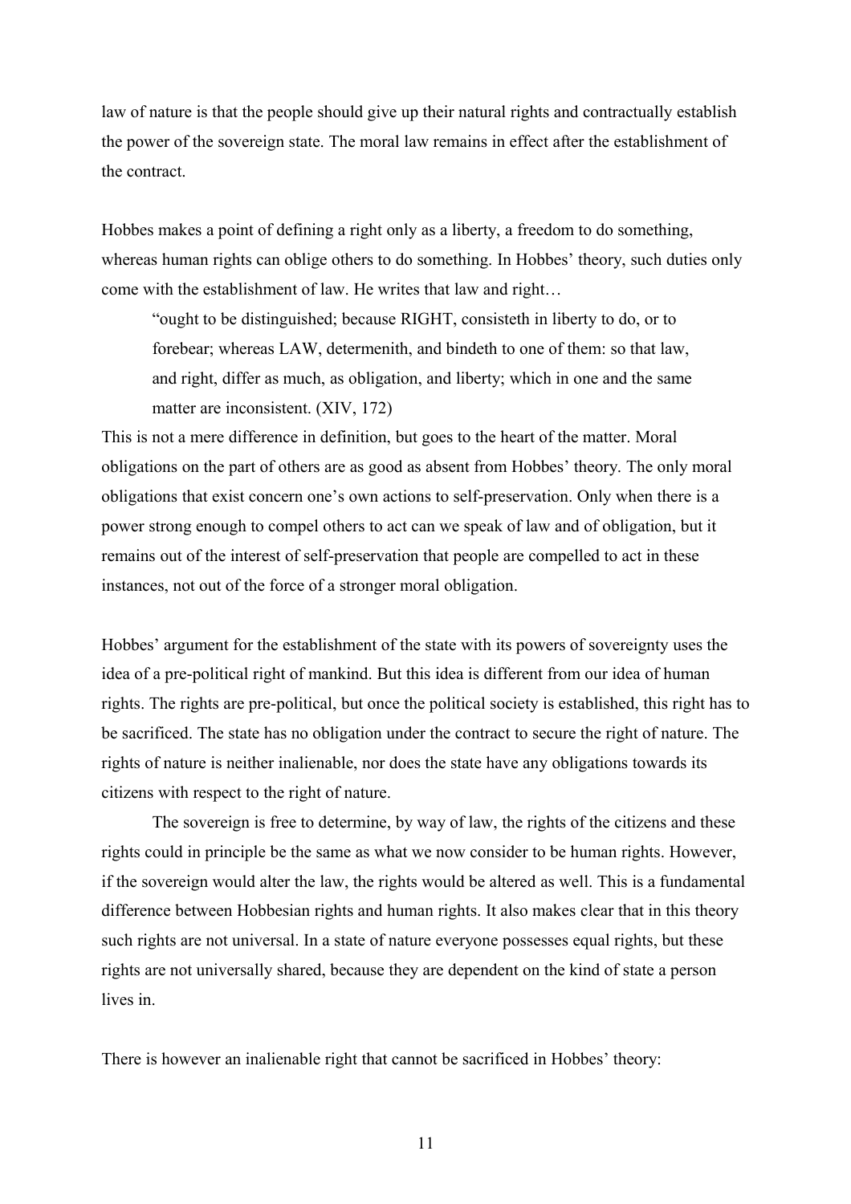law of nature is that the people should give up their natural rights and contractually establish the power of the sovereign state. The moral law remains in effect after the establishment of the contract.

Hobbes makes a point of defining a right only as a liberty, a freedom to do something, whereas human rights can oblige others to do something. In Hobbes' theory, such duties only come with the establishment of law. He writes that law and right…

> "ought to be distinguished; because RIGHT, consisteth in liberty to do, or to forebear; whereas LAW, determenith, and bindeth to one of them: so that law, and right, differ as much, as obligation, and liberty; which in one and the same matter are inconsistent. (XIV, 172)

This is not a mere difference in definition, but goes to the heart of the matter. Moral obligations on the part of others are as good as absent from Hobbes' theory. The only moral obligations that exist concern one's own actions to self-preservation. Only when there is a power strong enough to compel others to act can we speak of law and of obligation, but it remains out of the interest of self-preservation that people are compelled to act in these instances, not out of the force of a stronger moral obligation.

Hobbes' argument for the establishment of the state with its powers of sovereignty uses the idea of a pre-political right of mankind. But this idea is different from our idea of human rights. The rights are pre-political, but once the political society is established, this right has to be sacrificed. The state has no obligation under the contract to secure the right of nature. The rights of nature is neither inalienable, nor does the state have any obligations towards its citizens with respect to the right of nature.

The sovereign is free to determine, by way of law, the rights of the citizens and these rights could in principle be the same as what we now consider to be human rights. However, if the sovereign would alter the law, the rights would be altered as well. This is a fundamental difference between Hobbesian rights and human rights. It also makes clear that in this theory such rights are not universal. In a state of nature everyone possesses equal rights, but these rights are not universally shared, because they are dependent on the kind of state a person lives in.

There is however an inalienable right that cannot be sacrificed in Hobbes' theory: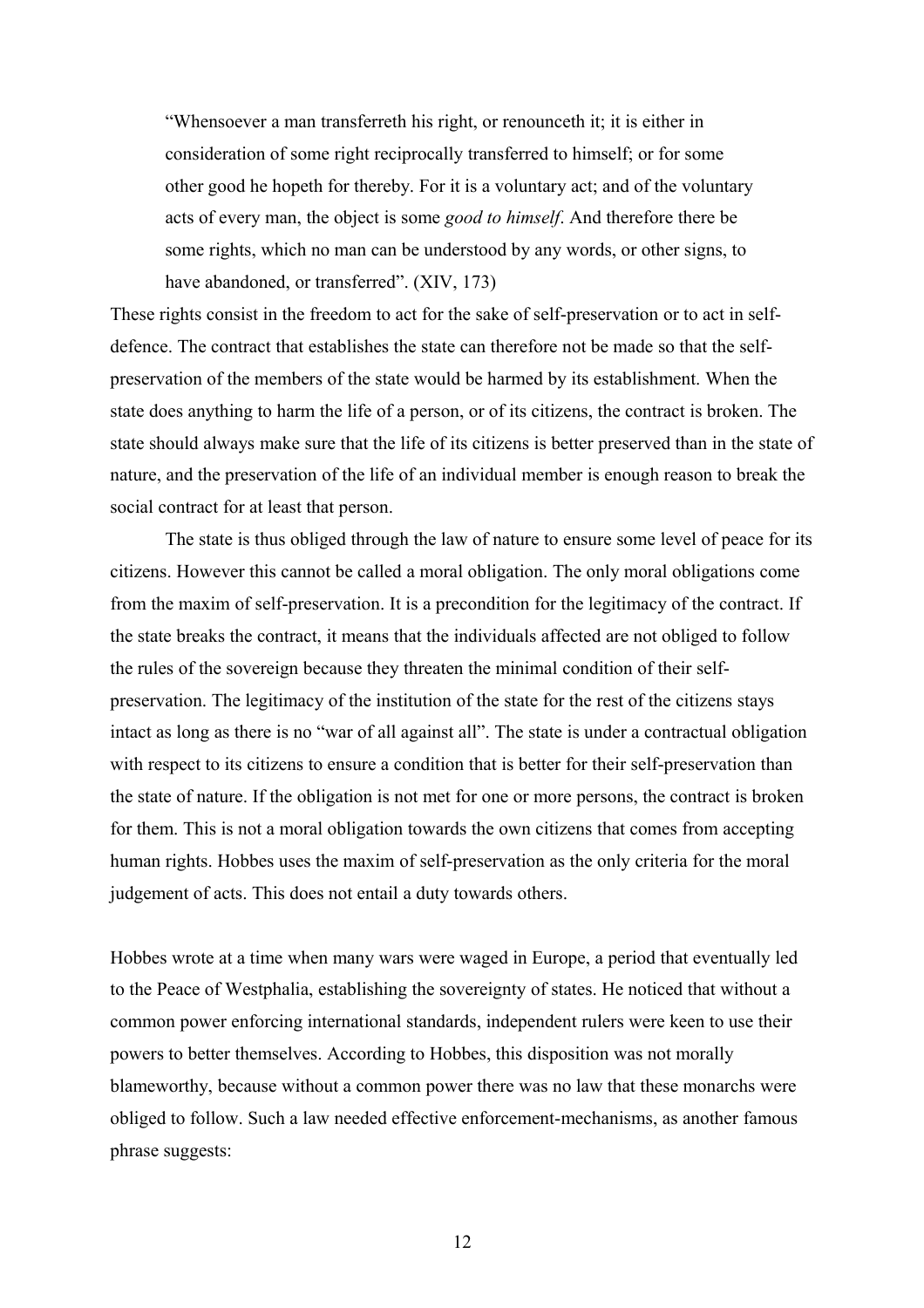> "Whensoever a man transferreth his right, or renounceth it; it is either in consideration of some right reciprocally transferred to himself; or for some other good he hopeth for thereby. For it is a voluntary act; and of the voluntary acts of every man, the object is some *good to himself*. And therefore there be some rights, which no man can be understood by any words, or other signs, to have abandoned, or transferred". (XIV, 173)

These rights consist in the freedom to act for the sake of self-preservation or to act in self-defence. The contract that establishes the state can therefore not be made so that the self-preservation of the members of the state would be harmed by its establishment. When the state does anything to harm the life of a person, or of its citizens, the contract is broken. The state should always make sure that the life of its citizens is better preserved than in the state of nature, and the preservation of the life of an individual member is enough reason to break the social contract for at least that person.

The state is thus obliged through the law of nature to ensure some level of peace for its citizens. However this cannot be called a moral obligation. The only moral obligations come from the maxim of self-preservation. It is a precondition for the legitimacy of the contract. If the state breaks the contract, it means that the individuals affected are not obliged to follow the rules of the sovereign because they threaten the minimal condition of their self-preservation. The legitimacy of the institution of the state for the rest of the citizens stays intact as long as there is no "war of all against all". The state is under a contractual obligation with respect to its citizens to ensure a condition that is better for their self-preservation than the state of nature. If the obligation is not met for one or more persons, the contract is broken for them. This is not a moral obligation towards the own citizens that comes from accepting human rights. Hobbes uses the maxim of self-preservation as the only criteria for the moral judgement of acts. This does not entail a duty towards others.

Hobbes wrote at a time when many wars were waged in Europe, a period that eventually led to the Peace of Westphalia, establishing the sovereignty of states. He noticed that without a common power enforcing international standards, independent rulers were keen to use their powers to better themselves. According to Hobbes, this disposition was not morally blameworthy, because without a common power there was no law that these monarchs were obliged to follow. Such a law needed effective enforcement-mechanisms, as another famous phrase suggests: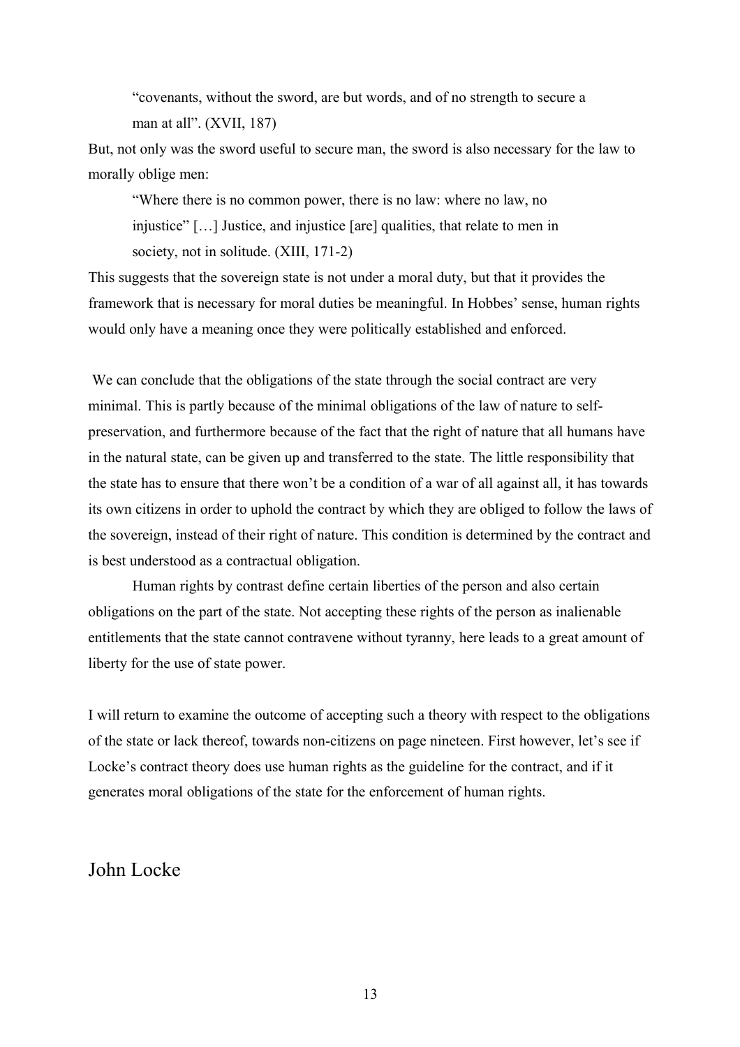> "covenants, without the sword, are but words, and of no strength to secure a man at all". (XVII, 187)

But, not only was the sword useful to secure man, the sword is also necessary for the law to morally oblige men:

> "Where there is no common power, there is no law: where no law, no injustice" […] Justice, and injustice [are] qualities, that relate to men in society, not in solitude. (XIII, 171-2)

This suggests that the sovereign state is not under a moral duty, but that it provides the framework that is necessary for moral duties be meaningful. In Hobbes' sense, human rights would only have a meaning once they were politically established and enforced.

We can conclude that the obligations of the state through the social contract are very minimal. This is partly because of the minimal obligations of the law of nature to self-preservation, and furthermore because of the fact that the right of nature that all humans have in the natural state, can be given up and transferred to the state. The little responsibility that the state has to ensure that there won't be a condition of a war of all against all, it has towards its own citizens in order to uphold the contract by which they are obliged to follow the laws of the sovereign, instead of their right of nature. This condition is determined by the contract and is best understood as a contractual obligation.

Human rights by contrast define certain liberties of the person and also certain obligations on the part of the state. Not accepting these rights of the person as inalienable entitlements that the state cannot contravene without tyranny, here leads to a great amount of liberty for the use of state power.

I will return to examine the outcome of accepting such a theory with respect to the obligations of the state or lack thereof, towards non-citizens on page nineteen. First however, let's see if Locke's contract theory does use human rights as the guideline for the contract, and if it generates moral obligations of the state for the enforcement of human rights.

## John Locke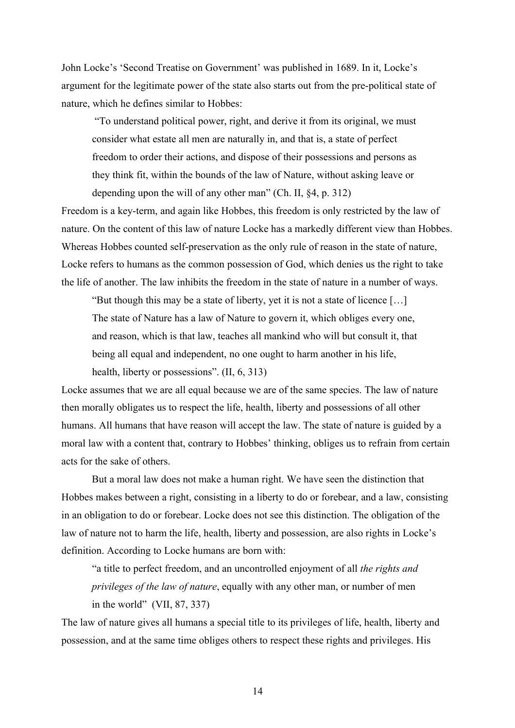John Locke's 'Second Treatise on Government' was published in 1689. In it, Locke's argument for the legitimate power of the state also starts out from the pre-political state of nature, which he defines similar to Hobbes:

> "To understand political power, right, and derive it from its original, we must consider what estate all men are naturally in, and that is, a state of perfect freedom to order their actions, and dispose of their possessions and persons as they think fit, within the bounds of the law of Nature, without asking leave or depending upon the will of any other man" (Ch. II, §4, p. 312)

Freedom is a key-term, and again like Hobbes, this freedom is only restricted by the law of nature. On the content of this law of nature Locke has a markedly different view than Hobbes. Whereas Hobbes counted self-preservation as the only rule of reason in the state of nature, Locke refers to humans as the common possession of God, which denies us the right to take the life of another. The law inhibits the freedom in the state of nature in a number of ways.

> "But though this may be a state of liberty, yet it is not a state of licence […] The state of Nature has a law of Nature to govern it, which obliges every one, and reason, which is that law, teaches all mankind who will but consult it, that being all equal and independent, no one ought to harm another in his life, health, liberty or possessions". (II, 6, 313)

Locke assumes that we are all equal because we are of the same species. The law of nature then morally obligates us to respect the life, health, liberty and possessions of all other humans. All humans that have reason will accept the law. The state of nature is guided by a moral law with a content that, contrary to Hobbes' thinking, obliges us to refrain from certain acts for the sake of others.

But a moral law does not make a human right. We have seen the distinction that Hobbes makes between a right, consisting in a liberty to do or forebear, and a law, consisting in an obligation to do or forebear. Locke does not see this distinction. The obligation of the law of nature not to harm the life, health, liberty and possession, are also rights in Locke's definition. According to Locke humans are born with:

> "a title to perfect freedom, and an uncontrolled enjoyment of all *the rights and privileges of the law of nature*, equally with any other man, or number of men in the world" (VII, 87, 337)

The law of nature gives all humans a special title to its privileges of life, health, liberty and possession, and at the same time obliges others to respect these rights and privileges. His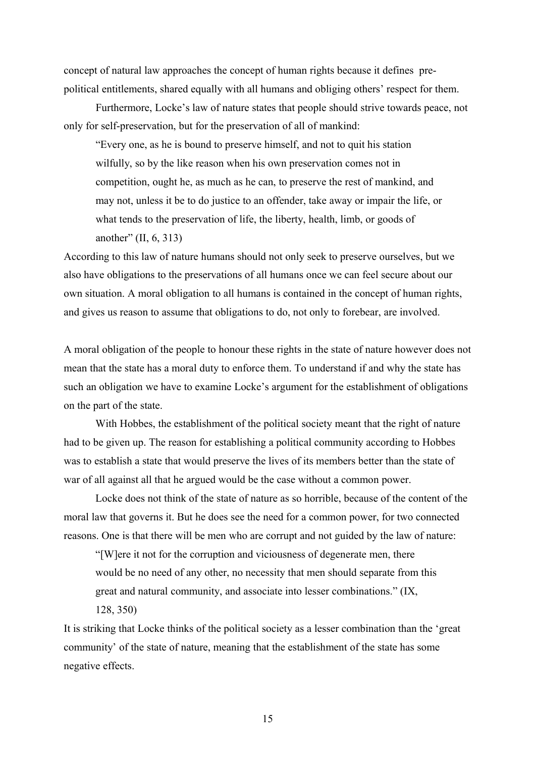concept of natural law approaches the concept of human rights because it defines pre-political entitlements, shared equally with all humans and obliging others' respect for them.

Furthermore, Locke's law of nature states that people should strive towards peace, not only for self-preservation, but for the preservation of all of mankind:

> "Every one, as he is bound to preserve himself, and not to quit his station wilfully, so by the like reason when his own preservation comes not in competition, ought he, as much as he can, to preserve the rest of mankind, and may not, unless it be to do justice to an offender, take away or impair the life, or what tends to the preservation of life, the liberty, health, limb, or goods of another" (II, 6, 313)

According to this law of nature humans should not only seek to preserve ourselves, but we also have obligations to the preservations of all humans once we can feel secure about our own situation. A moral obligation to all humans is contained in the concept of human rights, and gives us reason to assume that obligations to do, not only to forebear, are involved.

A moral obligation of the people to honour these rights in the state of nature however does not mean that the state has a moral duty to enforce them. To understand if and why the state has such an obligation we have to examine Locke's argument for the establishment of obligations on the part of the state.

With Hobbes, the establishment of the political society meant that the right of nature had to be given up. The reason for establishing a political community according to Hobbes was to establish a state that would preserve the lives of its members better than the state of war of all against all that he argued would be the case without a common power.

Locke does not think of the state of nature as so horrible, because of the content of the moral law that governs it. But he does see the need for a common power, for two connected reasons. One is that there will be men who are corrupt and not guided by the law of nature:

> "[W]ere it not for the corruption and viciousness of degenerate men, there would be no need of any other, no necessity that men should separate from this great and natural community, and associate into lesser combinations." (IX, 128, 350)

It is striking that Locke thinks of the political society as a lesser combination than the 'great community' of the state of nature, meaning that the establishment of the state has some negative effects.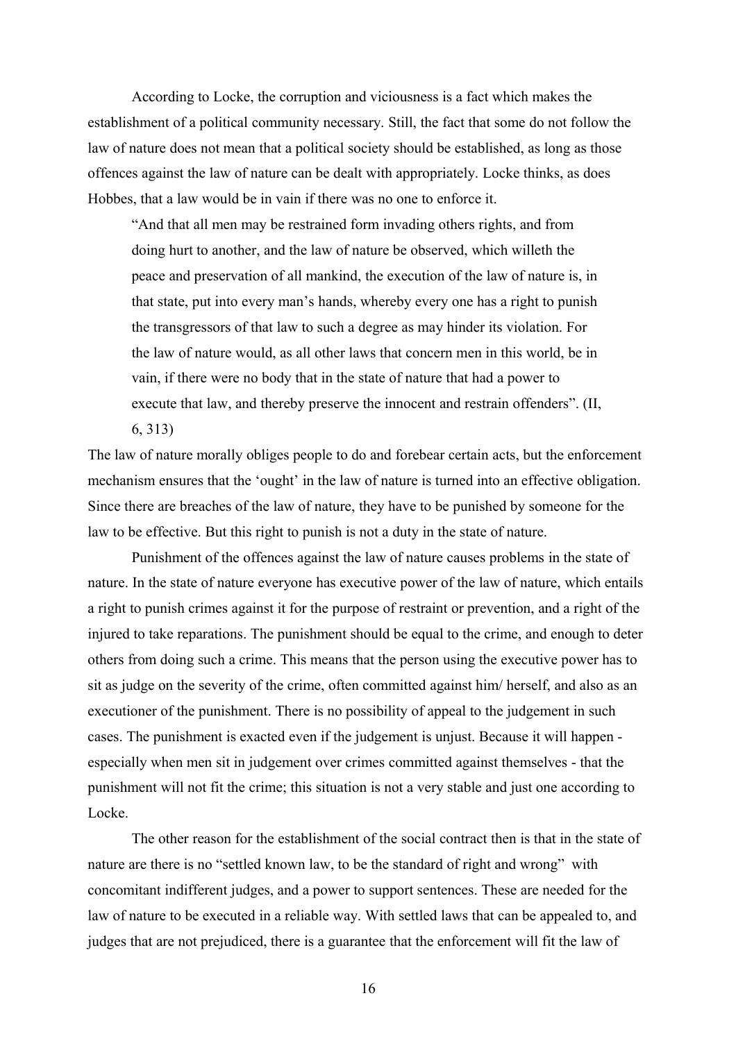According to Locke, the corruption and viciousness is a fact which makes the establishment of a political community necessary. Still, the fact that some do not follow the law of nature does not mean that a political society should be established, as long as those offences against the law of nature can be dealt with appropriately. Locke thinks, as does Hobbes, that a law would be in vain if there was no one to enforce it.

> "And that all men may be restrained form invading others rights, and from doing hurt to another, and the law of nature be observed, which willeth the peace and preservation of all mankind, the execution of the law of nature is, in that state, put into every man's hands, whereby every one has a right to punish the transgressors of that law to such a degree as may hinder its violation. For the law of nature would, as all other laws that concern men in this world, be in vain, if there were no body that in the state of nature that had a power to execute that law, and thereby preserve the innocent and restrain offenders". (II, 6, 313)

The law of nature morally obliges people to do and forebear certain acts, but the enforcement mechanism ensures that the 'ought' in the law of nature is turned into an effective obligation. Since there are breaches of the law of nature, they have to be punished by someone for the law to be effective. But this right to punish is not a duty in the state of nature.

Punishment of the offences against the law of nature causes problems in the state of nature. In the state of nature everyone has executive power of the law of nature, which entails a right to punish crimes against it for the purpose of restraint or prevention, and a right of the injured to take reparations. The punishment should be equal to the crime, and enough to deter others from doing such a crime. This means that the person using the executive power has to sit as judge on the severity of the crime, often committed against him/ herself, and also as an executioner of the punishment. There is no possibility of appeal to the judgement in such cases. The punishment is exacted even if the judgement is unjust. Because it will happen - especially when men sit in judgement over crimes committed against themselves - that the punishment will not fit the crime; this situation is not a very stable and just one according to Locke.

The other reason for the establishment of the social contract then is that in the state of nature are there is no "settled known law, to be the standard of right and wrong" with concomitant indifferent judges, and a power to support sentences. These are needed for the law of nature to be executed in a reliable way. With settled laws that can be appealed to, and judges that are not prejudiced, there is a guarantee that the enforcement will fit the law of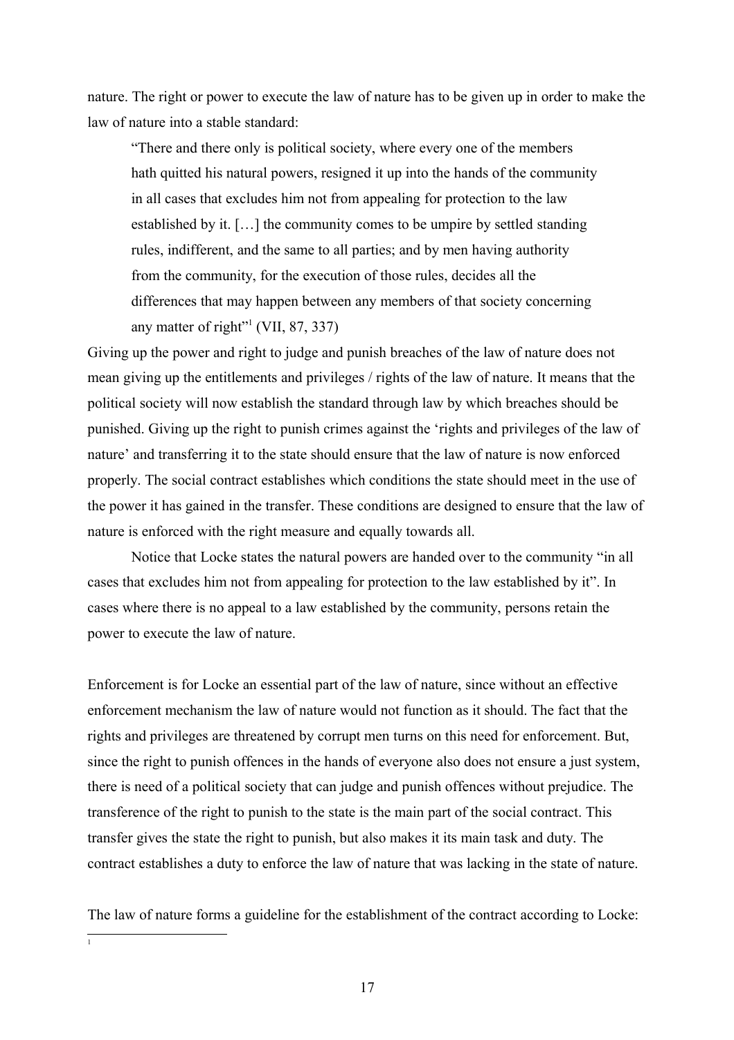nature. The right or power to execute the law of nature has to be given up in order to make the law of nature into a stable standard:

> "There and there only is political society, where every one of the members hath quitted his natural powers, resigned it up into the hands of the community in all cases that excludes him not from appealing for protection to the law established by it. […] the community comes to be umpire by settled standing rules, indifferent, and the same to all parties; and by men having authority from the community, for the execution of those rules, decides all the differences that may happen between any members of that society concerning any matter of right"[1] (VII, 87, 337)

Giving up the power and right to judge and punish breaches of the law of nature does not mean giving up the entitlements and privileges / rights of the law of nature. It means that the political society will now establish the standard through law by which breaches should be punished. Giving up the right to punish crimes against the 'rights and privileges of the law of nature' and transferring it to the state should ensure that the law of nature is now enforced properly. The social contract establishes which conditions the state should meet in the use of the power it has gained in the transfer. These conditions are designed to ensure that the law of nature is enforced with the right measure and equally towards all.

Notice that Locke states the natural powers are handed over to the community "in all cases that excludes him not from appealing for protection to the law established by it". In cases where there is no appeal to a law established by the community, persons retain the power to execute the law of nature.

Enforcement is for Locke an essential part of the law of nature, since without an effective enforcement mechanism the law of nature would not function as it should. The fact that the rights and privileges are threatened by corrupt men turns on this need for enforcement. But, since the right to punish offences in the hands of everyone also does not ensure a just system, there is need of a political society that can judge and punish offences without prejudice. The transference of the right to punish to the state is the main part of the social contract. This transfer gives the state the right to punish, but also makes it its main task and duty. The contract establishes a duty to enforce the law of nature that was lacking in the state of nature.

The law of nature forms a guideline for the establishment of the contract according to Locke:

[1]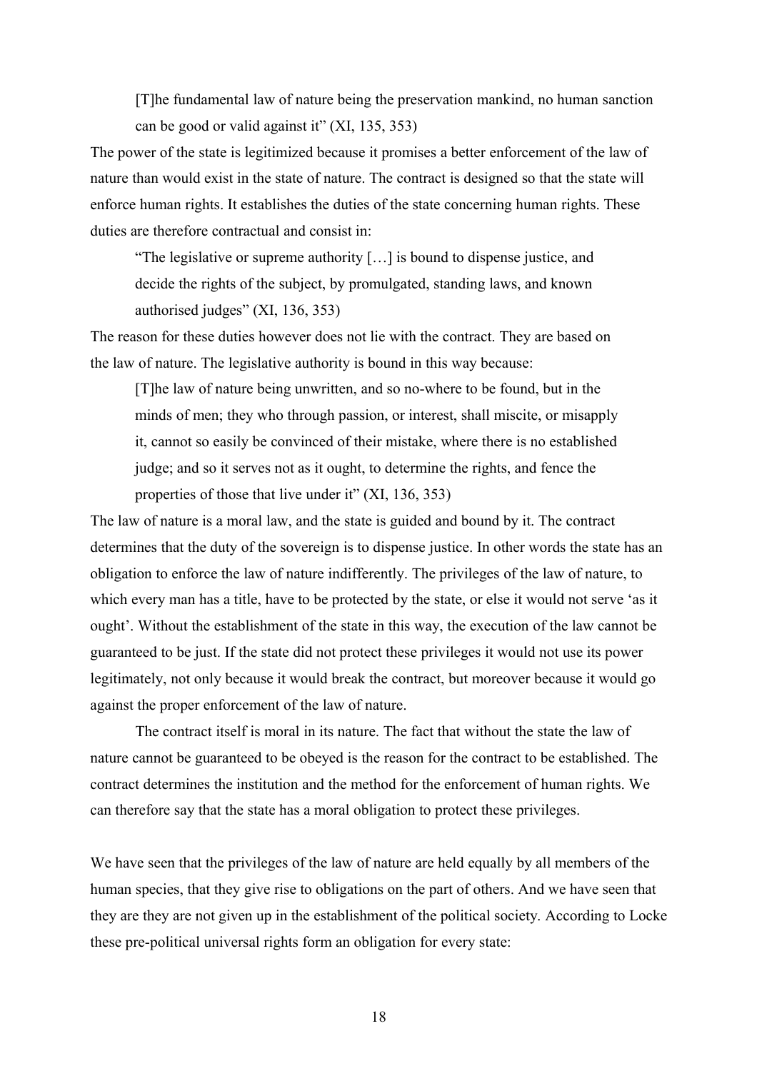> [T]he fundamental law of nature being the preservation mankind, no human sanction can be good or valid against it" (XI, 135, 353)

The power of the state is legitimized because it promises a better enforcement of the law of nature than would exist in the state of nature. The contract is designed so that the state will enforce human rights. It establishes the duties of the state concerning human rights. These duties are therefore contractual and consist in:

> "The legislative or supreme authority […] is bound to dispense justice, and decide the rights of the subject, by promulgated, standing laws, and known authorised judges" (XI, 136, 353)

The reason for these duties however does not lie with the contract. They are based on the law of nature. The legislative authority is bound in this way because:

> [T]he law of nature being unwritten, and so no-where to be found, but in the minds of men; they who through passion, or interest, shall miscite, or misapply it, cannot so easily be convinced of their mistake, where there is no established judge; and so it serves not as it ought, to determine the rights, and fence the properties of those that live under it" (XI, 136, 353)

The law of nature is a moral law, and the state is guided and bound by it. The contract determines that the duty of the sovereign is to dispense justice. In other words the state has an obligation to enforce the law of nature indifferently. The privileges of the law of nature, to which every man has a title, have to be protected by the state, or else it would not serve 'as it ought'. Without the establishment of the state in this way, the execution of the law cannot be guaranteed to be just. If the state did not protect these privileges it would not use its power legitimately, not only because it would break the contract, but moreover because it would go against the proper enforcement of the law of nature.

The contract itself is moral in its nature. The fact that without the state the law of nature cannot be guaranteed to be obeyed is the reason for the contract to be established. The contract determines the institution and the method for the enforcement of human rights. We can therefore say that the state has a moral obligation to protect these privileges.

We have seen that the privileges of the law of nature are held equally by all members of the human species, that they give rise to obligations on the part of others. And we have seen that they are they are not given up in the establishment of the political society. According to Locke these pre-political universal rights form an obligation for every state: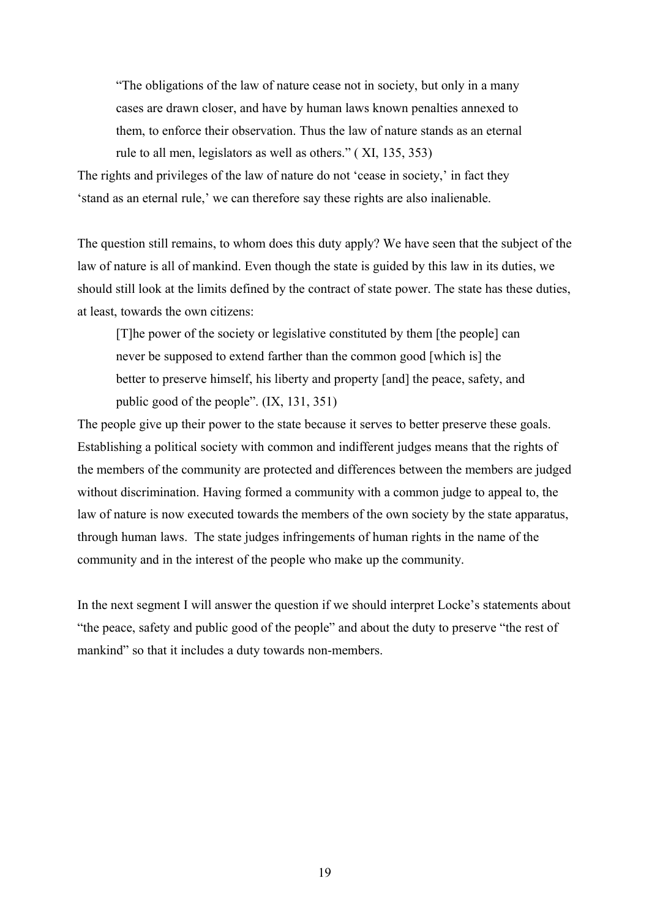> "The obligations of the law of nature cease not in society, but only in a many cases are drawn closer, and have by human laws known penalties annexed to them, to enforce their observation. Thus the law of nature stands as an eternal rule to all men, legislators as well as others." ( XI, 135, 353)

The rights and privileges of the law of nature do not 'cease in society,' in fact they 'stand as an eternal rule,' we can therefore say these rights are also inalienable.

The question still remains, to whom does this duty apply? We have seen that the subject of the law of nature is all of mankind. Even though the state is guided by this law in its duties, we should still look at the limits defined by the contract of state power. The state has these duties, at least, towards the own citizens:

> [T]he power of the society or legislative constituted by them [the people] can never be supposed to extend farther than the common good [which is] the better to preserve himself, his liberty and property [and] the peace, safety, and public good of the people". (IX, 131, 351)

The people give up their power to the state because it serves to better preserve these goals. Establishing a political society with common and indifferent judges means that the rights of the members of the community are protected and differences between the members are judged without discrimination. Having formed a community with a common judge to appeal to, the law of nature is now executed towards the members of the own society by the state apparatus, through human laws. The state judges infringements of human rights in the name of the community and in the interest of the people who make up the community.

In the next segment I will answer the question if we should interpret Locke's statements about "the peace, safety and public good of the people" and about the duty to preserve "the rest of mankind" so that it includes a duty towards non-members.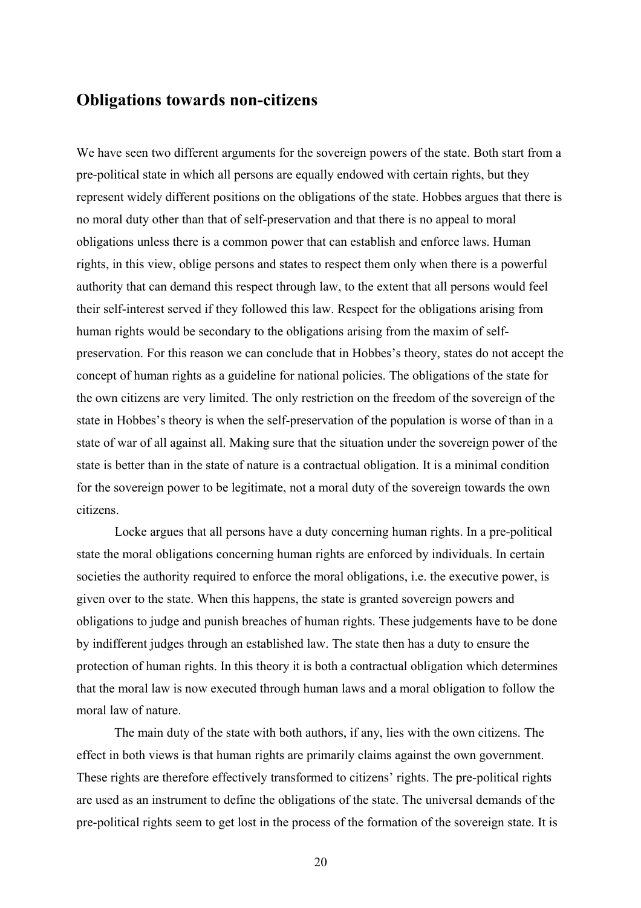## Obligations towards non-citizens

We have seen two different arguments for the sovereign powers of the state. Both start from a pre-political state in which all persons are equally endowed with certain rights, but they represent widely different positions on the obligations of the state. Hobbes argues that there is no moral duty other than that of self-preservation and that there is no appeal to moral obligations unless there is a common power that can establish and enforce laws. Human rights, in this view, oblige persons and states to respect them only when there is a powerful authority that can demand this respect through law, to the extent that all persons would feel their self-interest served if they followed this law. Respect for the obligations arising from human rights would be secondary to the obligations arising from the maxim of self-preservation. For this reason we can conclude that in Hobbes's theory, states do not accept the concept of human rights as a guideline for national policies. The obligations of the state for the own citizens are very limited. The only restriction on the freedom of the sovereign of the state in Hobbes's theory is when the self-preservation of the population is worse of than in a state of war of all against all. Making sure that the situation under the sovereign power of the state is better than in the state of nature is a contractual obligation. It is a minimal condition for the sovereign power to be legitimate, not a moral duty of the sovereign towards the own citizens.

Locke argues that all persons have a duty concerning human rights. In a pre-political state the moral obligations concerning human rights are enforced by individuals. In certain societies the authority required to enforce the moral obligations, i.e. the executive power, is given over to the state. When this happens, the state is granted sovereign powers and obligations to judge and punish breaches of human rights. These judgements have to be done by indifferent judges through an established law. The state then has a duty to ensure the protection of human rights. In this theory it is both a contractual obligation which determines that the moral law is now executed through human laws and a moral obligation to follow the moral law of nature.

The main duty of the state with both authors, if any, lies with the own citizens. The effect in both views is that human rights are primarily claims against the own government. These rights are therefore effectively transformed to citizens' rights. The pre-political rights are used as an instrument to define the obligations of the state. The universal demands of the pre-political rights seem to get lost in the process of the formation of the sovereign state. It is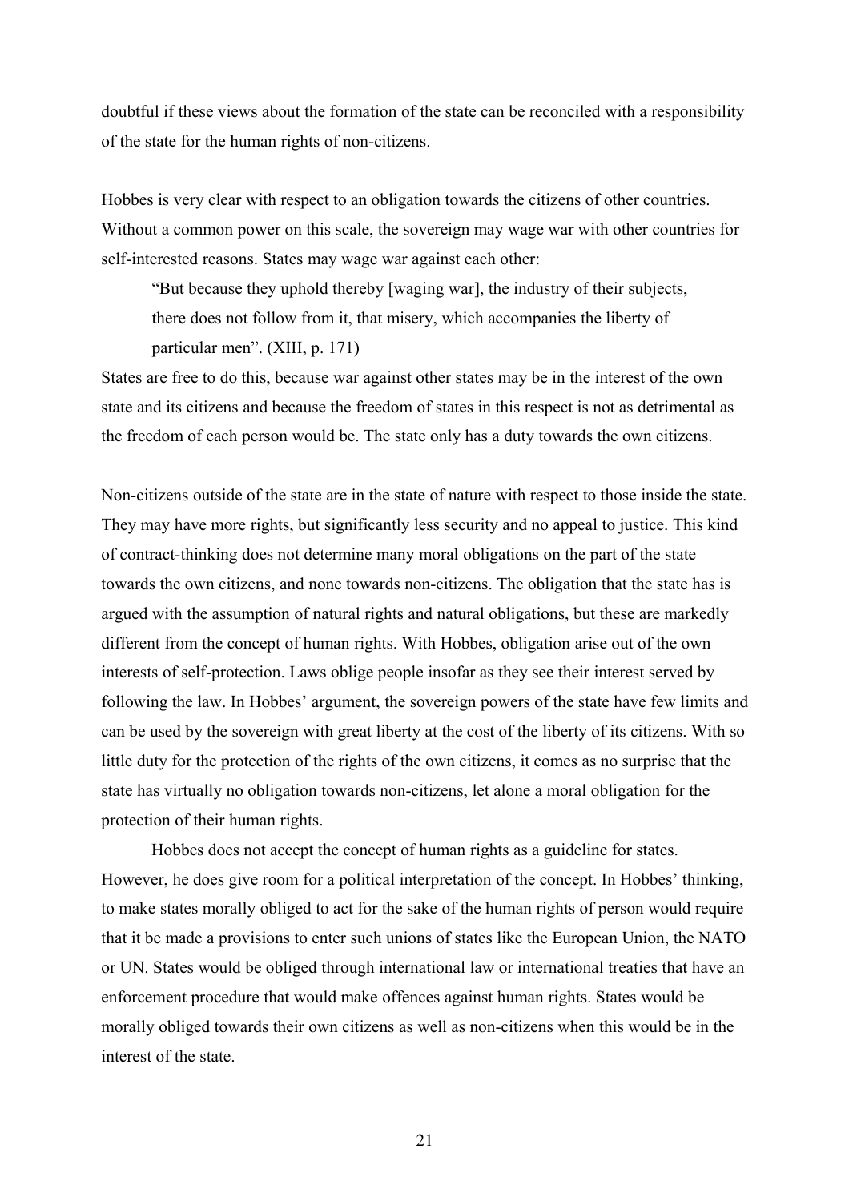doubtful if these views about the formation of the state can be reconciled with a responsibility of the state for the human rights of non-citizens.

Hobbes is very clear with respect to an obligation towards the citizens of other countries. Without a common power on this scale, the sovereign may wage war with other countries for self-interested reasons. States may wage war against each other:

> "But because they uphold thereby [waging war], the industry of their subjects, there does not follow from it, that misery, which accompanies the liberty of particular men". (XIII, p. 171)

States are free to do this, because war against other states may be in the interest of the own state and its citizens and because the freedom of states in this respect is not as detrimental as the freedom of each person would be. The state only has a duty towards the own citizens.

Non-citizens outside of the state are in the state of nature with respect to those inside the state. They may have more rights, but significantly less security and no appeal to justice. This kind of contract-thinking does not determine many moral obligations on the part of the state towards the own citizens, and none towards non-citizens. The obligation that the state has is argued with the assumption of natural rights and natural obligations, but these are markedly different from the concept of human rights. With Hobbes, obligation arise out of the own interests of self-protection. Laws oblige people insofar as they see their interest served by following the law. In Hobbes' argument, the sovereign powers of the state have few limits and can be used by the sovereign with great liberty at the cost of the liberty of its citizens. With so little duty for the protection of the rights of the own citizens, it comes as no surprise that the state has virtually no obligation towards non-citizens, let alone a moral obligation for the protection of their human rights.

Hobbes does not accept the concept of human rights as a guideline for states. However, he does give room for a political interpretation of the concept. In Hobbes' thinking, to make states morally obliged to act for the sake of the human rights of person would require that it be made a provisions to enter such unions of states like the European Union, the NATO or UN. States would be obliged through international law or international treaties that have an enforcement procedure that would make offences against human rights. States would be morally obliged towards their own citizens as well as non-citizens when this would be in the interest of the state.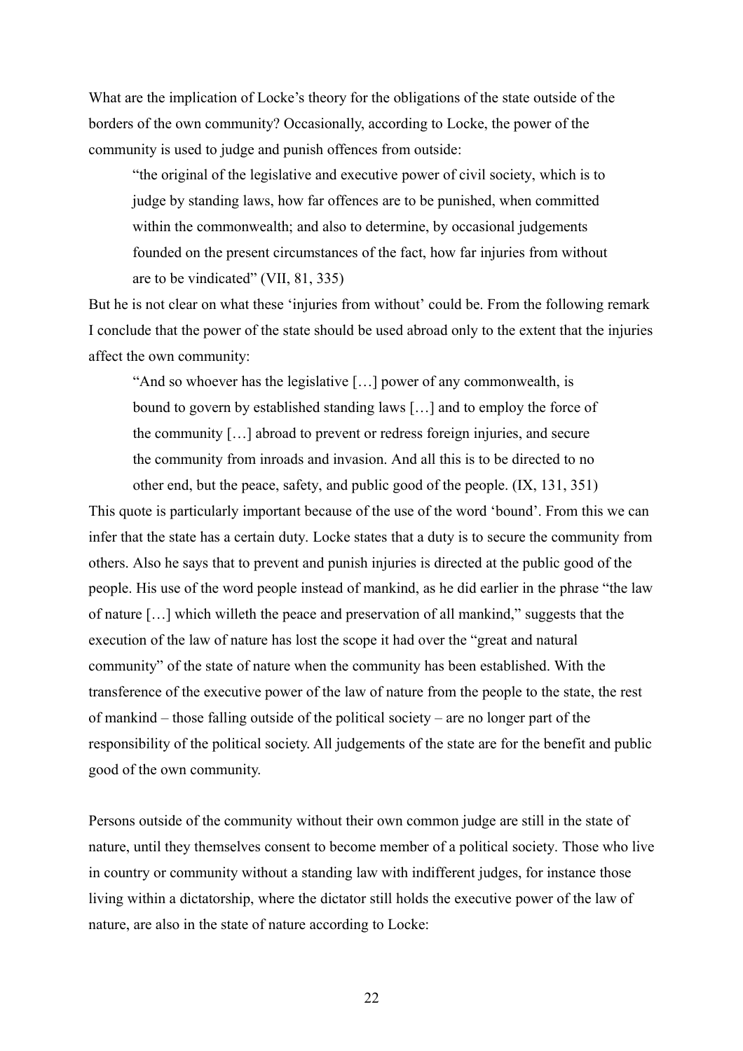What are the implication of Locke's theory for the obligations of the state outside of the borders of the own community? Occasionally, according to Locke, the power of the community is used to judge and punish offences from outside:

> "the original of the legislative and executive power of civil society, which is to judge by standing laws, how far offences are to be punished, when committed within the commonwealth; and also to determine, by occasional judgements founded on the present circumstances of the fact, how far injuries from without are to be vindicated" (VII, 81, 335)

But he is not clear on what these 'injuries from without' could be. From the following remark I conclude that the power of the state should be used abroad only to the extent that the injuries affect the own community:

> "And so whoever has the legislative […] power of any commonwealth, is bound to govern by established standing laws […] and to employ the force of the community […] abroad to prevent or redress foreign injuries, and secure the community from inroads and invasion. And all this is to be directed to no other end, but the peace, safety, and public good of the people. (IX, 131, 351)

This quote is particularly important because of the use of the word 'bound'. From this we can infer that the state has a certain duty. Locke states that a duty is to secure the community from others. Also he says that to prevent and punish injuries is directed at the public good of the people. His use of the word people instead of mankind, as he did earlier in the phrase "the law of nature […] which willeth the peace and preservation of all mankind," suggests that the execution of the law of nature has lost the scope it had over the "great and natural community" of the state of nature when the community has been established. With the transference of the executive power of the law of nature from the people to the state, the rest of mankind – those falling outside of the political society – are no longer part of the responsibility of the political society. All judgements of the state are for the benefit and public good of the own community.

Persons outside of the community without their own common judge are still in the state of nature, until they themselves consent to become member of a political society. Those who live in country or community without a standing law with indifferent judges, for instance those living within a dictatorship, where the dictator still holds the executive power of the law of nature, are also in the state of nature according to Locke: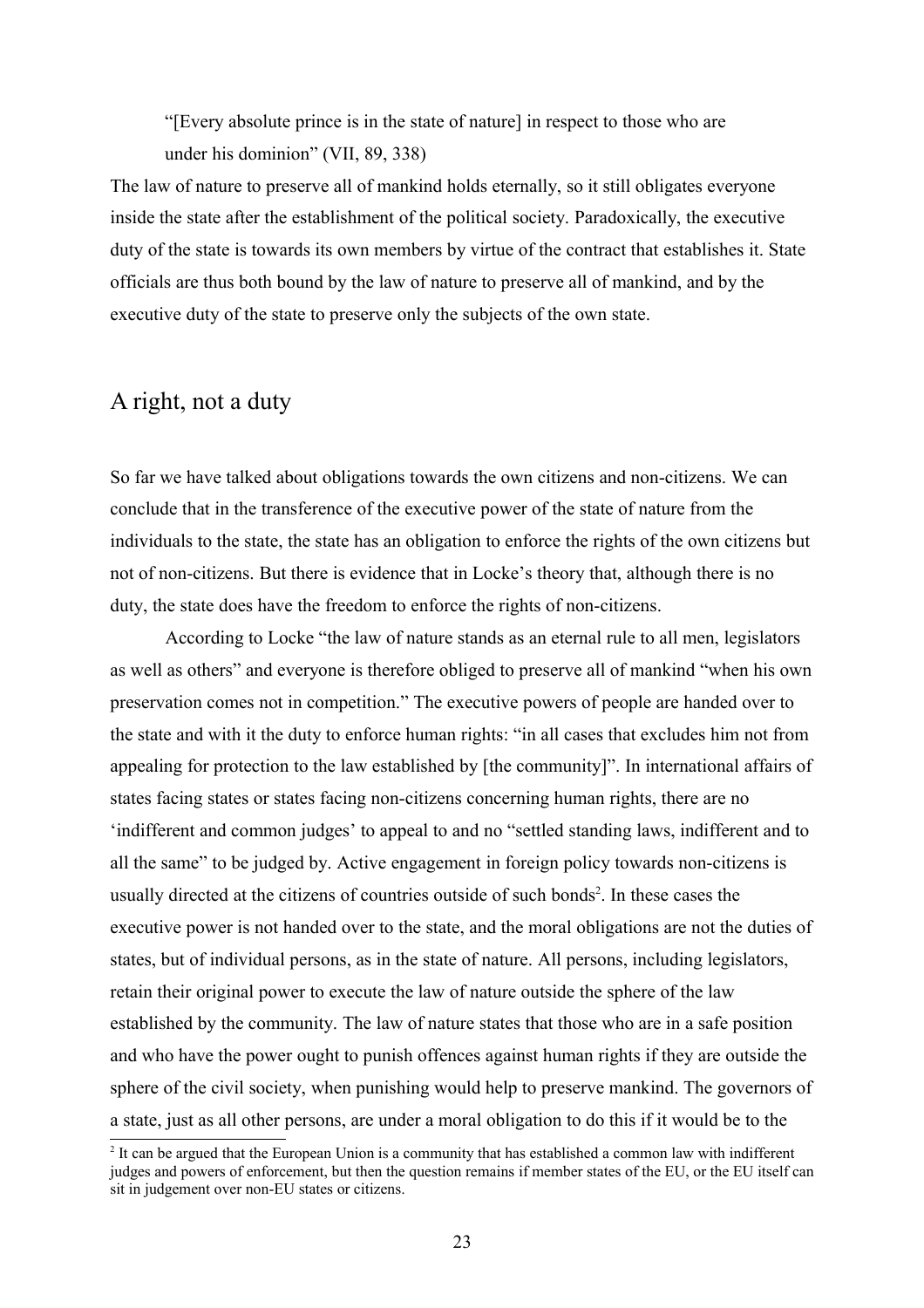> "[Every absolute prince is in the state of nature] in respect to those who are under his dominion" (VII, 89, 338)

The law of nature to preserve all of mankind holds eternally, so it still obligates everyone inside the state after the establishment of the political society. Paradoxically, the executive duty of the state is towards its own members by virtue of the contract that establishes it. State officials are thus both bound by the law of nature to preserve all of mankind, and by the executive duty of the state to preserve only the subjects of the own state.

## A right, not a duty

So far we have talked about obligations towards the own citizens and non-citizens. We can conclude that in the transference of the executive power of the state of nature from the individuals to the state, the state has an obligation to enforce the rights of the own citizens but not of non-citizens. But there is evidence that in Locke's theory that, although there is no duty, the state does have the freedom to enforce the rights of non-citizens.

According to Locke "the law of nature stands as an eternal rule to all men, legislators as well as others" and everyone is therefore obliged to preserve all of mankind "when his own preservation comes not in competition." The executive powers of people are handed over to the state and with it the duty to enforce human rights: "in all cases that excludes him not from appealing for protection to the law established by [the community]". In international affairs of states facing states or states facing non-citizens concerning human rights, there are no 'indifferent and common judges' to appeal to and no "settled standing laws, indifferent and to all the same" to be judged by. Active engagement in foreign policy towards non-citizens is usually directed at the citizens of countries outside of such bonds[2]. In these cases the executive power is not handed over to the state, and the moral obligations are not the duties of states, but of individual persons, as in the state of nature. All persons, including legislators, retain their original power to execute the law of nature outside the sphere of the law established by the community. The law of nature states that those who are in a safe position and who have the power ought to punish offences against human rights if they are outside the sphere of the civil society, when punishing would help to preserve mankind. The governors of a state, just as all other persons, are under a moral obligation to do this if it would be to the

[2] It can be argued that the European Union is a community that has established a common law with indifferent judges and powers of enforcement, but then the question remains if member states of the EU, or the EU itself can sit in judgement over non-EU states or citizens.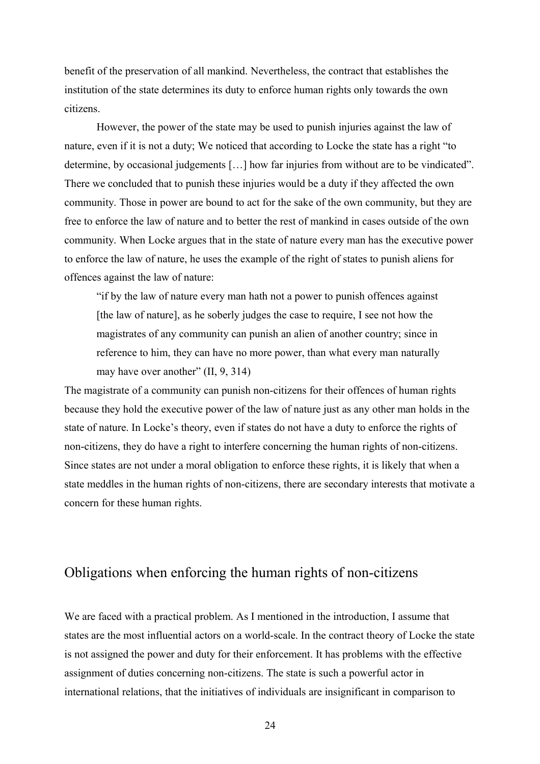benefit of the preservation of all mankind. Nevertheless, the contract that establishes the institution of the state determines its duty to enforce human rights only towards the own citizens.

However, the power of the state may be used to punish injuries against the law of nature, even if it is not a duty; We noticed that according to Locke the state has a right "to determine, by occasional judgements […] how far injuries from without are to be vindicated". There we concluded that to punish these injuries would be a duty if they affected the own community. Those in power are bound to act for the sake of the own community, but they are free to enforce the law of nature and to better the rest of mankind in cases outside of the own community. When Locke argues that in the state of nature every man has the executive power to enforce the law of nature, he uses the example of the right of states to punish aliens for offences against the law of nature:

> "if by the law of nature every man hath not a power to punish offences against [the law of nature], as he soberly judges the case to require, I see not how the magistrates of any community can punish an alien of another country; since in reference to him, they can have no more power, than what every man naturally may have over another" (II, 9, 314)

The magistrate of a community can punish non-citizens for their offences of human rights because they hold the executive power of the law of nature just as any other man holds in the state of nature. In Locke's theory, even if states do not have a duty to enforce the rights of non-citizens, they do have a right to interfere concerning the human rights of non-citizens. Since states are not under a moral obligation to enforce these rights, it is likely that when a state meddles in the human rights of non-citizens, there are secondary interests that motivate a concern for these human rights.

## Obligations when enforcing the human rights of non-citizens

We are faced with a practical problem. As I mentioned in the introduction, I assume that states are the most influential actors on a world-scale. In the contract theory of Locke the state is not assigned the power and duty for their enforcement. It has problems with the effective assignment of duties concerning non-citizens. The state is such a powerful actor in international relations, that the initiatives of individuals are insignificant in comparison to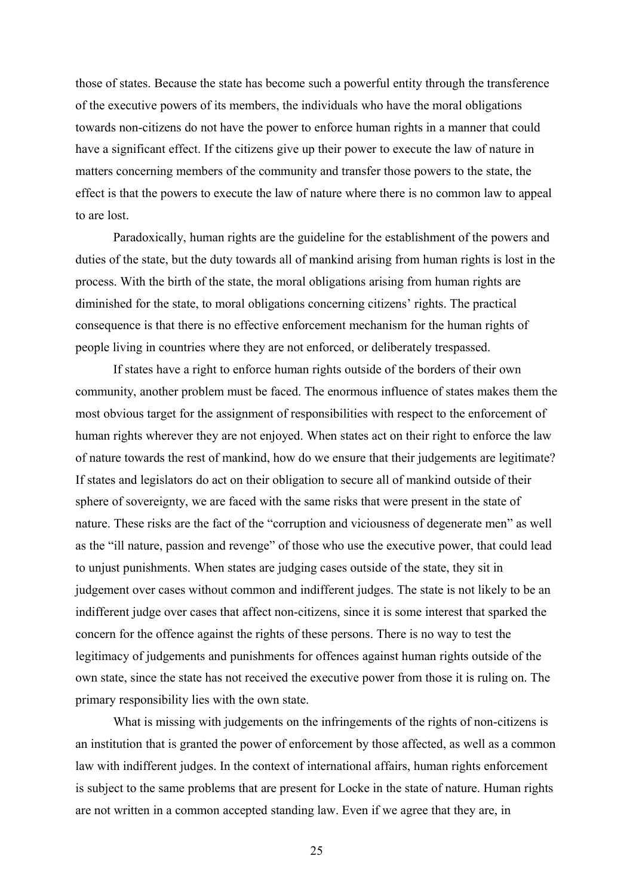those of states. Because the state has become such a powerful entity through the transference of the executive powers of its members, the individuals who have the moral obligations towards non-citizens do not have the power to enforce human rights in a manner that could have a significant effect. If the citizens give up their power to execute the law of nature in matters concerning members of the community and transfer those powers to the state, the effect is that the powers to execute the law of nature where there is no common law to appeal to are lost.

Paradoxically, human rights are the guideline for the establishment of the powers and duties of the state, but the duty towards all of mankind arising from human rights is lost in the process. With the birth of the state, the moral obligations arising from human rights are diminished for the state, to moral obligations concerning citizens' rights. The practical consequence is that there is no effective enforcement mechanism for the human rights of people living in countries where they are not enforced, or deliberately trespassed.

If states have a right to enforce human rights outside of the borders of their own community, another problem must be faced. The enormous influence of states makes them the most obvious target for the assignment of responsibilities with respect to the enforcement of human rights wherever they are not enjoyed. When states act on their right to enforce the law of nature towards the rest of mankind, how do we ensure that their judgements are legitimate? If states and legislators do act on their obligation to secure all of mankind outside of their sphere of sovereignty, we are faced with the same risks that were present in the state of nature. These risks are the fact of the "corruption and viciousness of degenerate men" as well as the "ill nature, passion and revenge" of those who use the executive power, that could lead to unjust punishments. When states are judging cases outside of the state, they sit in judgement over cases without common and indifferent judges. The state is not likely to be an indifferent judge over cases that affect non-citizens, since it is some interest that sparked the concern for the offence against the rights of these persons. There is no way to test the legitimacy of judgements and punishments for offences against human rights outside of the own state, since the state has not received the executive power from those it is ruling on. The primary responsibility lies with the own state.

What is missing with judgements on the infringements of the rights of non-citizens is an institution that is granted the power of enforcement by those affected, as well as a common law with indifferent judges. In the context of international affairs, human rights enforcement is subject to the same problems that are present for Locke in the state of nature. Human rights are not written in a common accepted standing law. Even if we agree that they are, in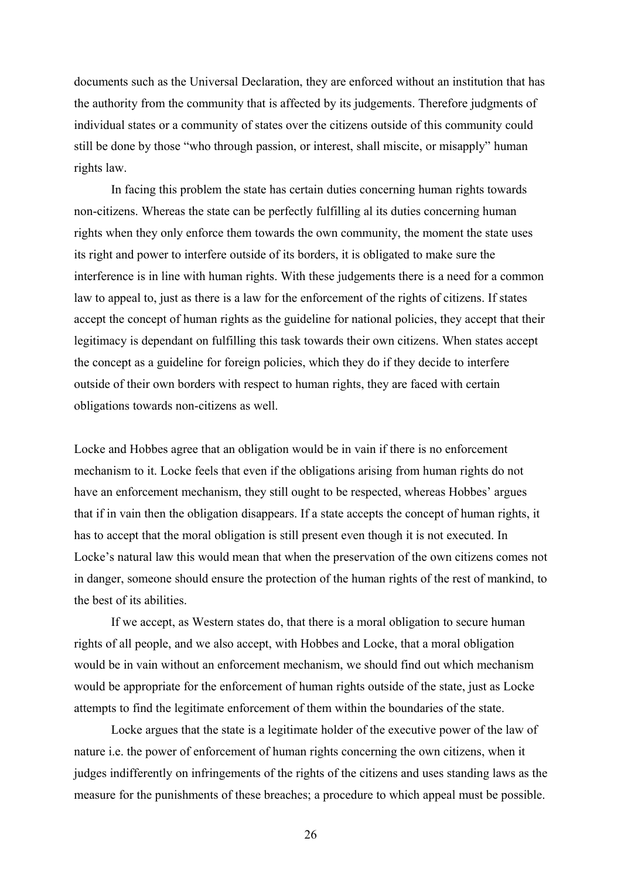documents such as the Universal Declaration, they are enforced without an institution that has the authority from the community that is affected by its judgements. Therefore judgments of individual states or a community of states over the citizens outside of this community could still be done by those "who through passion, or interest, shall miscite, or misapply" human rights law.

In facing this problem the state has certain duties concerning human rights towards non-citizens. Whereas the state can be perfectly fulfilling al its duties concerning human rights when they only enforce them towards the own community, the moment the state uses its right and power to interfere outside of its borders, it is obligated to make sure the interference is in line with human rights. With these judgements there is a need for a common law to appeal to, just as there is a law for the enforcement of the rights of citizens. If states accept the concept of human rights as the guideline for national policies, they accept that their legitimacy is dependant on fulfilling this task towards their own citizens. When states accept the concept as a guideline for foreign policies, which they do if they decide to interfere outside of their own borders with respect to human rights, they are faced with certain obligations towards non-citizens as well.

Locke and Hobbes agree that an obligation would be in vain if there is no enforcement mechanism to it. Locke feels that even if the obligations arising from human rights do not have an enforcement mechanism, they still ought to be respected, whereas Hobbes' argues that if in vain then the obligation disappears. If a state accepts the concept of human rights, it has to accept that the moral obligation is still present even though it is not executed. In Locke's natural law this would mean that when the preservation of the own citizens comes not in danger, someone should ensure the protection of the human rights of the rest of mankind, to the best of its abilities.

If we accept, as Western states do, that there is a moral obligation to secure human rights of all people, and we also accept, with Hobbes and Locke, that a moral obligation would be in vain without an enforcement mechanism, we should find out which mechanism would be appropriate for the enforcement of human rights outside of the state, just as Locke attempts to find the legitimate enforcement of them within the boundaries of the state.

Locke argues that the state is a legitimate holder of the executive power of the law of nature i.e. the power of enforcement of human rights concerning the own citizens, when it judges indifferently on infringements of the rights of the citizens and uses standing laws as the measure for the punishments of these breaches; a procedure to which appeal must be possible.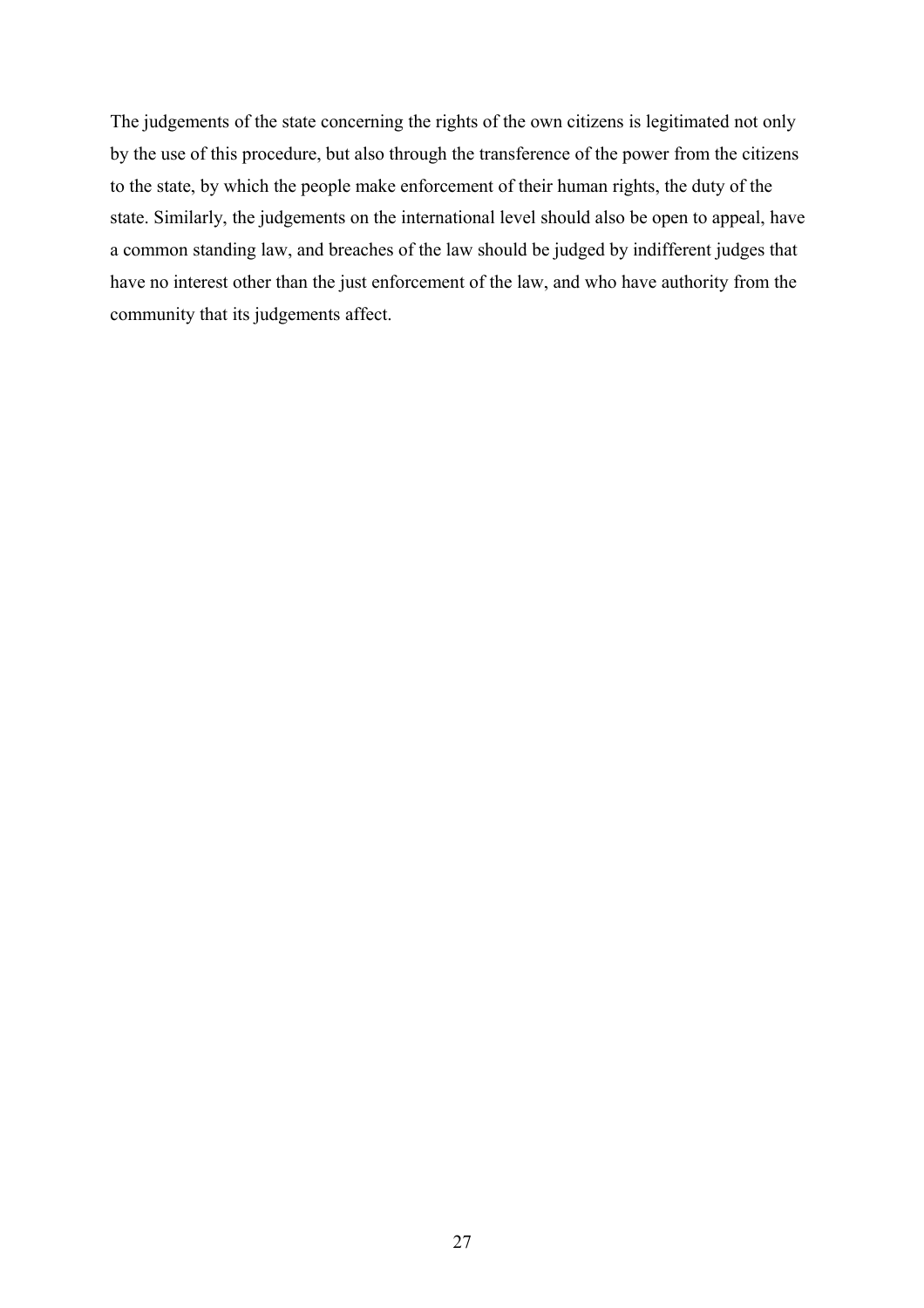The judgements of the state concerning the rights of the own citizens is legitimated not only by the use of this procedure, but also through the transference of the power from the citizens to the state, by which the people make enforcement of their human rights, the duty of the state. Similarly, the judgements on the international level should also be open to appeal, have a common standing law, and breaches of the law should be judged by indifferent judges that have no interest other than the just enforcement of the law, and who have authority from the community that its judgements affect.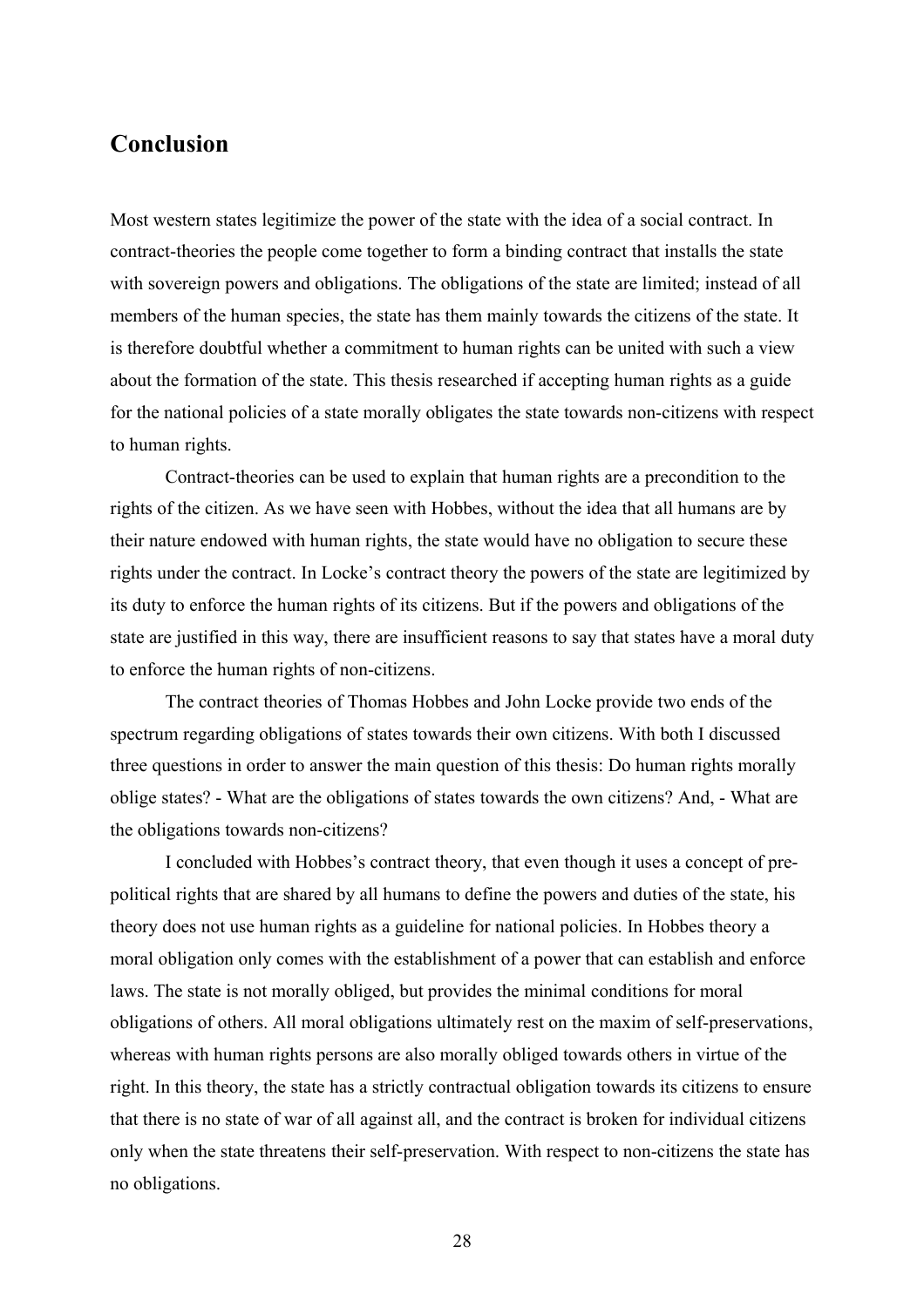## Conclusion

Most western states legitimize the power of the state with the idea of a social contract. In contract-theories the people come together to form a binding contract that installs the state with sovereign powers and obligations. The obligations of the state are limited; instead of all members of the human species, the state has them mainly towards the citizens of the state. It is therefore doubtful whether a commitment to human rights can be united with such a view about the formation of the state. This thesis researched if accepting human rights as a guide for the national policies of a state morally obligates the state towards non-citizens with respect to human rights.

Contract-theories can be used to explain that human rights are a precondition to the rights of the citizen. As we have seen with Hobbes, without the idea that all humans are by their nature endowed with human rights, the state would have no obligation to secure these rights under the contract. In Locke's contract theory the powers of the state are legitimized by its duty to enforce the human rights of its citizens. But if the powers and obligations of the state are justified in this way, there are insufficient reasons to say that states have a moral duty to enforce the human rights of non-citizens.

The contract theories of Thomas Hobbes and John Locke provide two ends of the spectrum regarding obligations of states towards their own citizens. With both I discussed three questions in order to answer the main question of this thesis: Do human rights morally oblige states? - What are the obligations of states towards the own citizens? And, - What are the obligations towards non-citizens?

I concluded with Hobbes's contract theory, that even though it uses a concept of pre-political rights that are shared by all humans to define the powers and duties of the state, his theory does not use human rights as a guideline for national policies. In Hobbes theory a moral obligation only comes with the establishment of a power that can establish and enforce laws. The state is not morally obliged, but provides the minimal conditions for moral obligations of others. All moral obligations ultimately rest on the maxim of self-preservations, whereas with human rights persons are also morally obliged towards others in virtue of the right. In this theory, the state has a strictly contractual obligation towards its citizens to ensure that there is no state of war of all against all, and the contract is broken for individual citizens only when the state threatens their self-preservation. With respect to non-citizens the state has no obligations.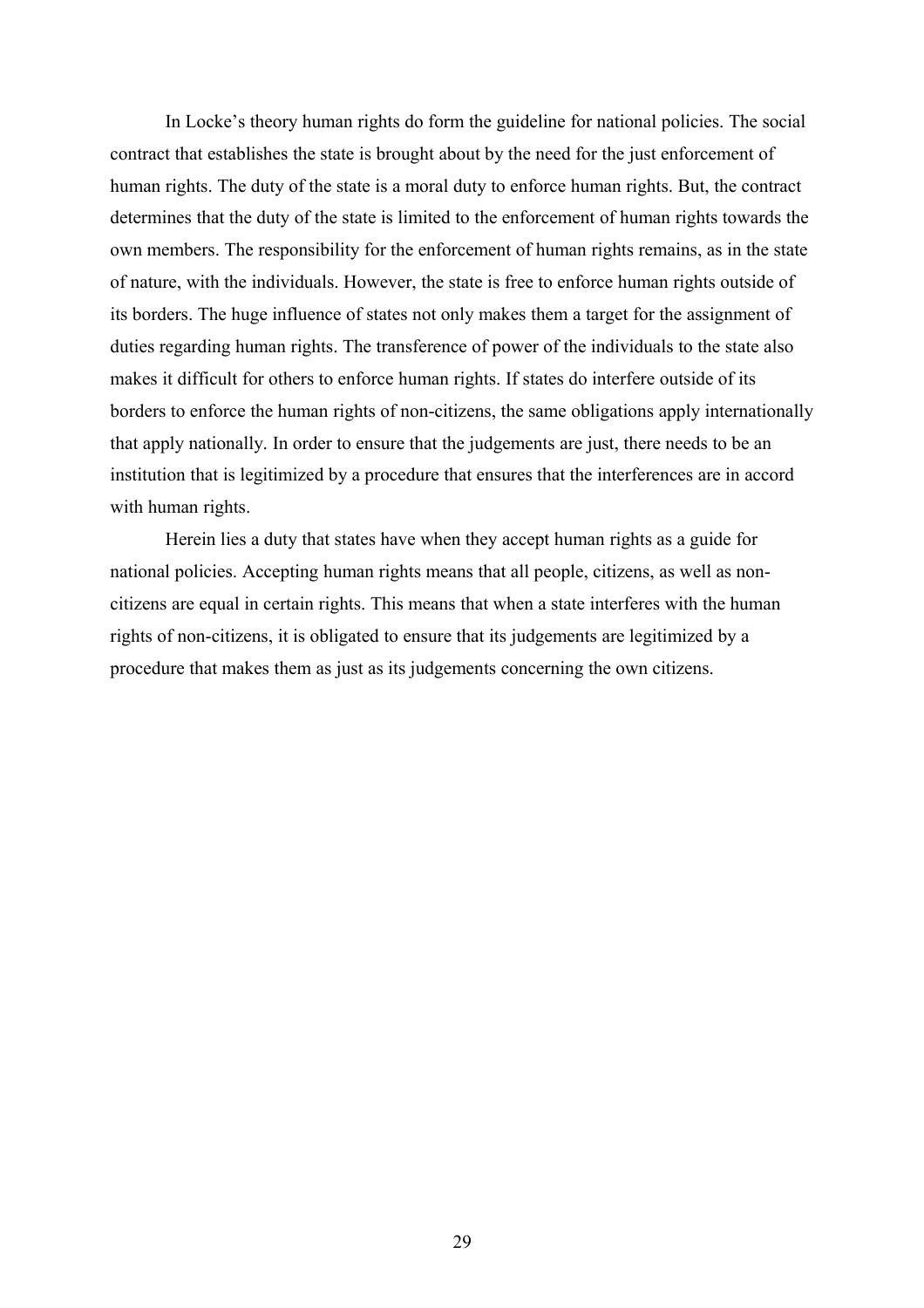In Locke's theory human rights do form the guideline for national policies. The social contract that establishes the state is brought about by the need for the just enforcement of human rights. The duty of the state is a moral duty to enforce human rights. But, the contract determines that the duty of the state is limited to the enforcement of human rights towards the own members. The responsibility for the enforcement of human rights remains, as in the state of nature, with the individuals. However, the state is free to enforce human rights outside of its borders. The huge influence of states not only makes them a target for the assignment of duties regarding human rights. The transference of power of the individuals to the state also makes it difficult for others to enforce human rights. If states do interfere outside of its borders to enforce the human rights of non-citizens, the same obligations apply internationally that apply nationally. In order to ensure that the judgements are just, there needs to be an institution that is legitimized by a procedure that ensures that the interferences are in accord with human rights.

Herein lies a duty that states have when they accept human rights as a guide for national policies. Accepting human rights means that all people, citizens, as well as non-citizens are equal in certain rights. This means that when a state interferes with the human rights of non-citizens, it is obligated to ensure that its judgements are legitimized by a procedure that makes them as just as its judgements concerning the own citizens.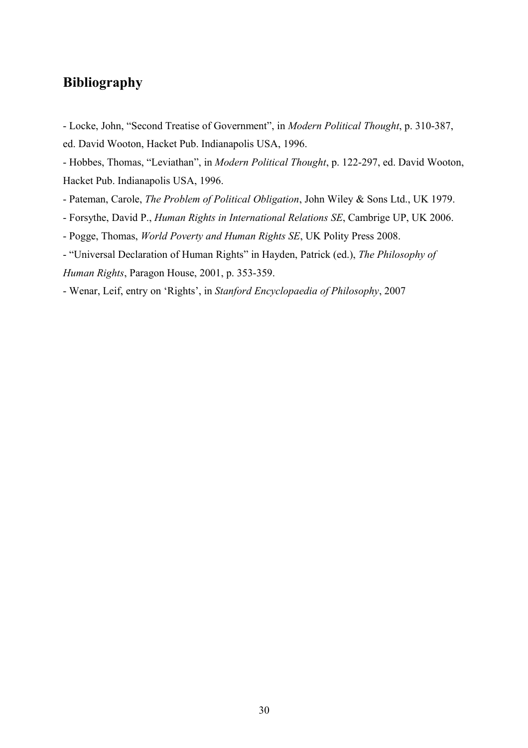## Bibliography

- Locke, John, "Second Treatise of Government", in *Modern Political Thought*, p. 310-387, ed. David Wooton, Hacket Pub. Indianapolis USA, 1996.
- Hobbes, Thomas, "Leviathan", in *Modern Political Thought*, p. 122-297, ed. David Wooton, Hacket Pub. Indianapolis USA, 1996.
- Pateman, Carole, *The Problem of Political Obligation*, John Wiley & Sons Ltd., UK 1979.
- Forsythe, David P., *Human Rights in International Relations SE*, Cambrige UP, UK 2006.
- Pogge, Thomas, *World Poverty and Human Rights SE*, UK Polity Press 2008.
- "Universal Declaration of Human Rights" in Hayden, Patrick (ed.), *The Philosophy of Human Rights*, Paragon House, 2001, p. 353-359.
- Wenar, Leif, entry on 'Rights', in *Stanford Encyclopaedia of Philosophy*, 2007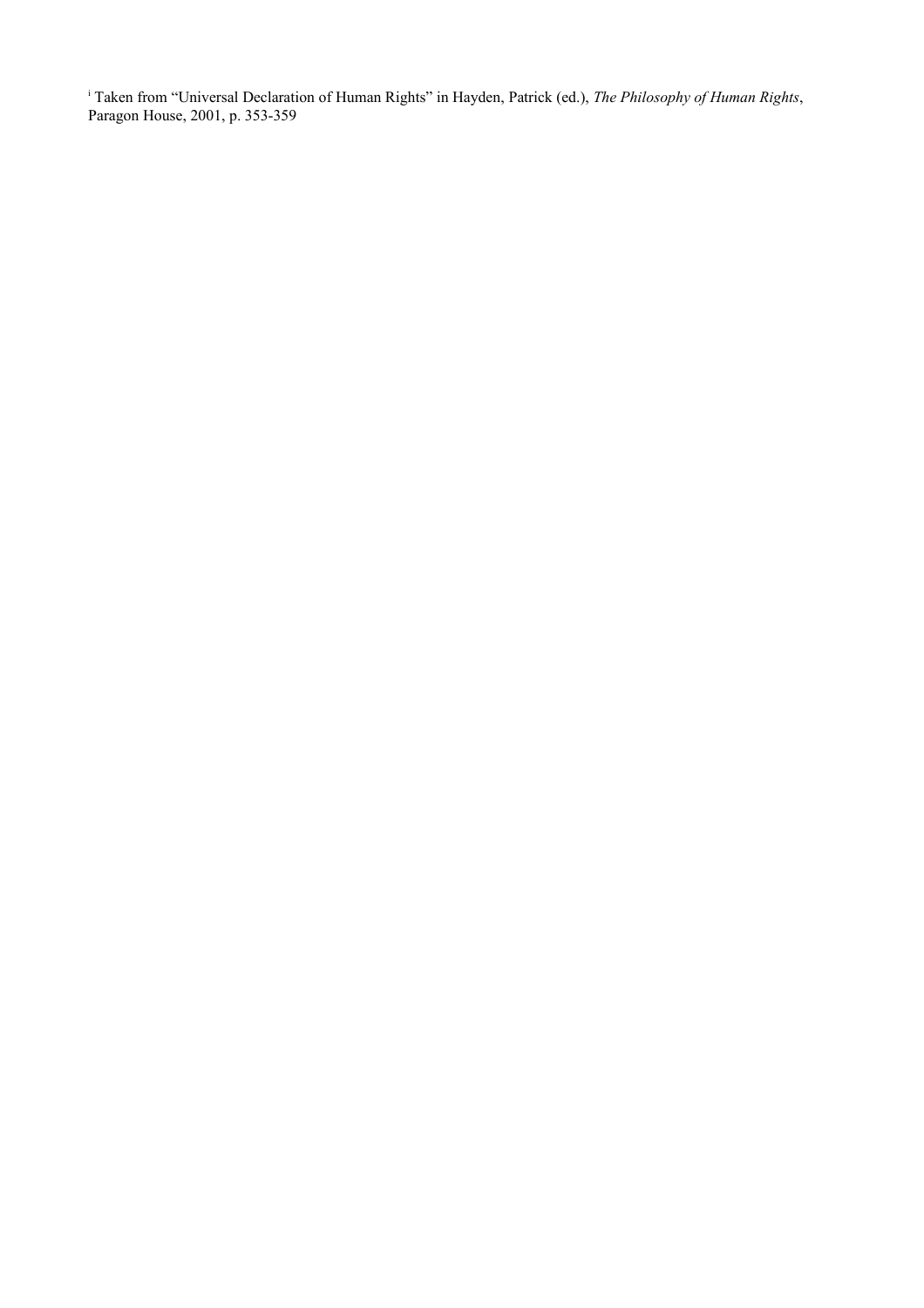[i] Taken from “Universal Declaration of Human Rights” in Hayden, Patrick (ed.), *The Philosophy of Human Rights*, Paragon House, 2001, p. 353-359